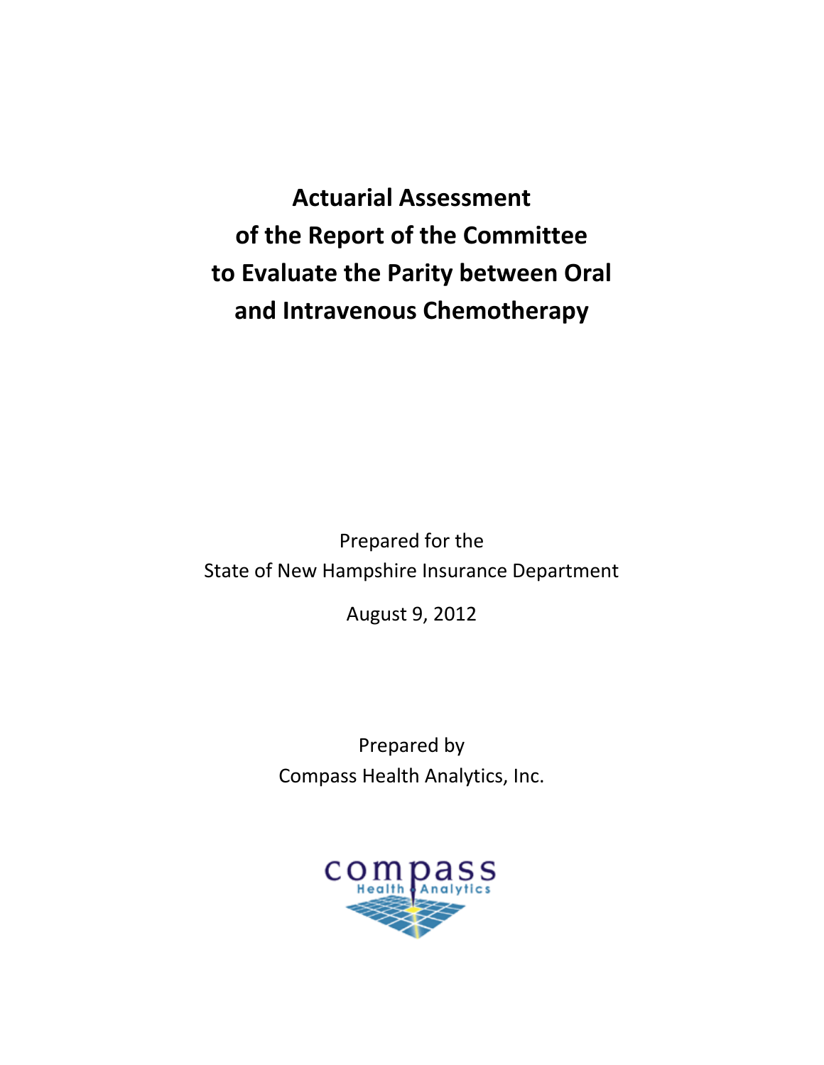# Actuarial Assessment of the Report of the Committee to Evaluate the Parity between Oral and Intravenous Chemotherapy

Prepared for the
State of New Hampshire Insurance Department

August 9, 2012

Prepared by
Compass Health Analytics, Inc.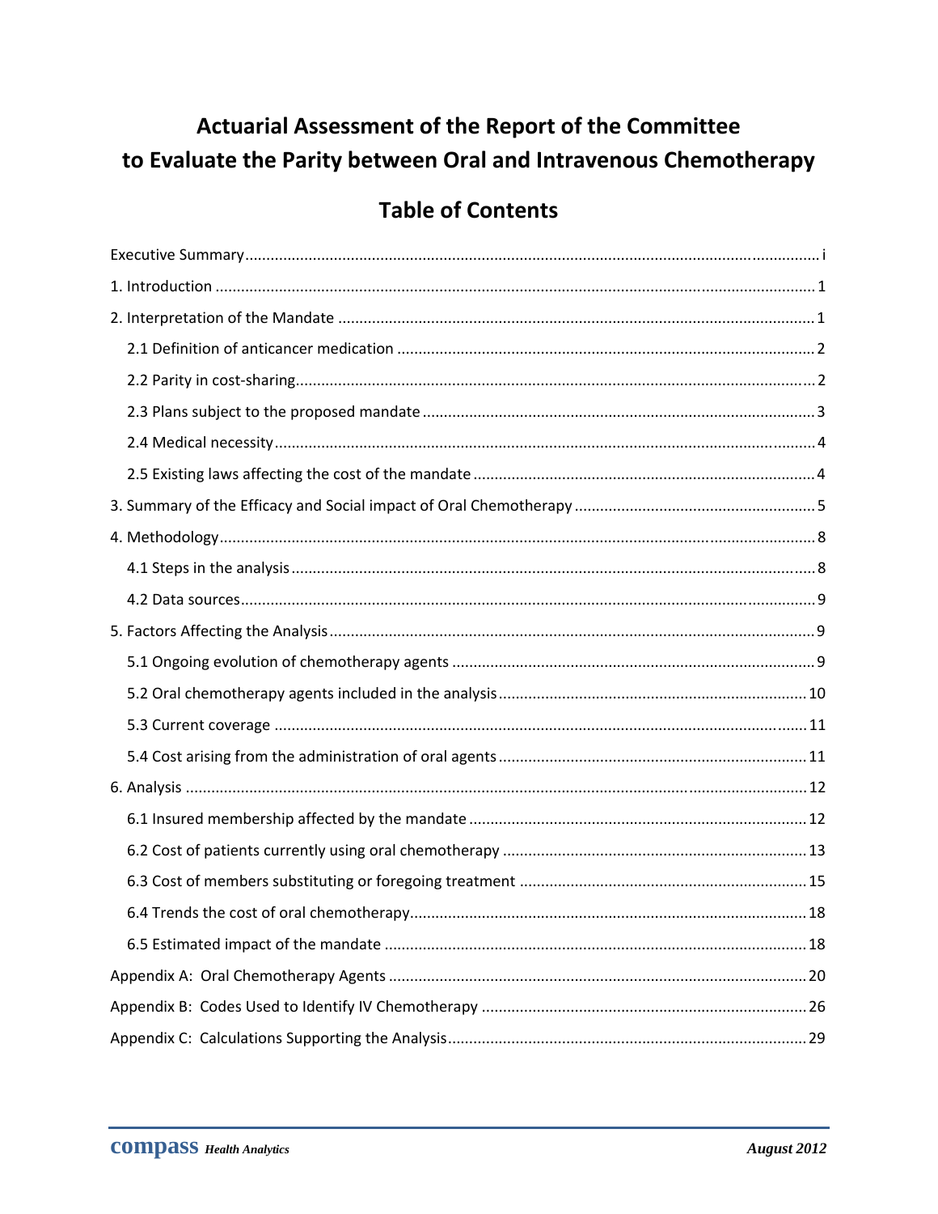# Actuarial Assessment of the Report of the Committee to Evaluate the Parity between Oral and Intravenous Chemotherapy

## Table of Contents

Executive Summary ..... i

1. Introduction ..... 1

2. Interpretation of the Mandate ..... 1

   2.1 Definition of anticancer medication ..... 2

   2.2 Parity in cost-sharing ..... 2

   2.3 Plans subject to the proposed mandate ..... 3

   2.4 Medical necessity ..... 4

   2.5 Existing laws affecting the cost of the mandate ..... 4

3. Summary of the Efficacy and Social impact of Oral Chemotherapy ..... 5

4. Methodology ..... 8

   4.1 Steps in the analysis ..... 8

   4.2 Data sources ..... 9

5. Factors Affecting the Analysis ..... 9

   5.1 Ongoing evolution of chemotherapy agents ..... 9

   5.2 Oral chemotherapy agents included in the analysis ..... 10

   5.3 Current coverage ..... 11

   5.4 Cost arising from the administration of oral agents ..... 11

6. Analysis ..... 12

   6.1 Insured membership affected by the mandate ..... 12

   6.2 Cost of patients currently using oral chemotherapy ..... 13

   6.3 Cost of members substituting or foregoing treatment ..... 15

   6.4 Trends the cost of oral chemotherapy ..... 18

   6.5 Estimated impact of the mandate ..... 18

Appendix A: Oral Chemotherapy Agents ..... 20

Appendix B: Codes Used to Identify IV Chemotherapy ..... 26

Appendix C: Calculations Supporting the Analysis ..... 29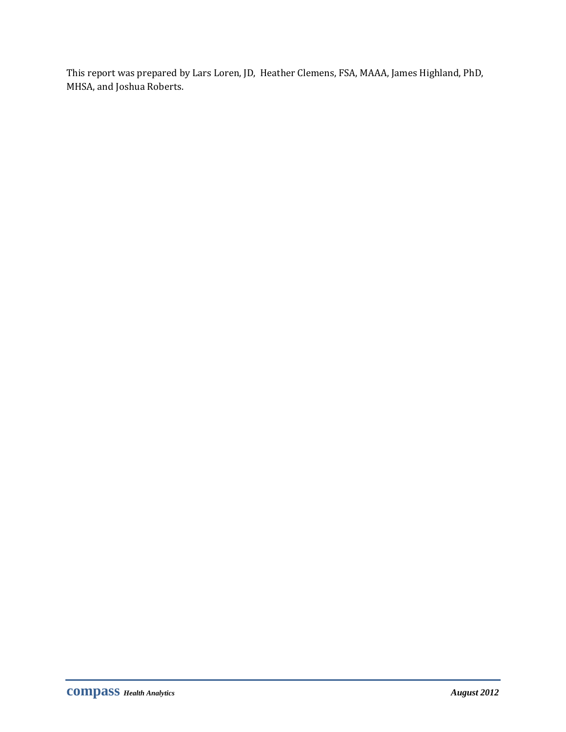This report was prepared by Lars Loren, JD, Heather Clemens, FSA, MAAA, James Highland, PhD, MHSA, and Joshua Roberts.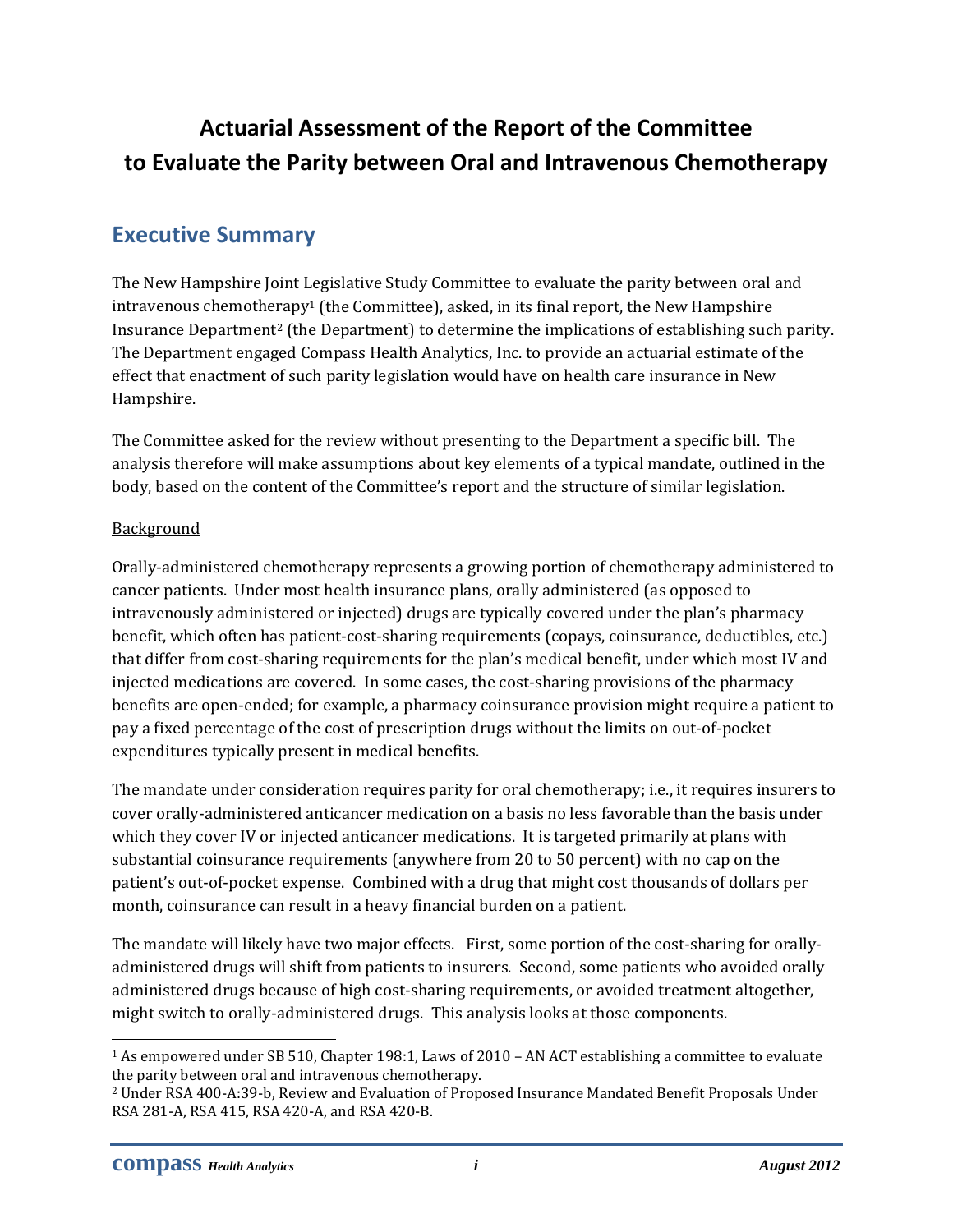# Actuarial Assessment of the Report of the Committee to Evaluate the Parity between Oral and Intravenous Chemotherapy

## Executive Summary

The New Hampshire Joint Legislative Study Committee to evaluate the parity between oral and intravenous chemotherapy[1] (the Committee), asked, in its final report, the New Hampshire Insurance Department[2] (the Department) to determine the implications of establishing such parity. The Department engaged Compass Health Analytics, Inc. to provide an actuarial estimate of the effect that enactment of such parity legislation would have on health care insurance in New Hampshire.

The Committee asked for the review without presenting to the Department a specific bill. The analysis therefore will make assumptions about key elements of a typical mandate, outlined in the body, based on the content of the Committee's report and the structure of similar legislation.

Background

Orally-administered chemotherapy represents a growing portion of chemotherapy administered to cancer patients. Under most health insurance plans, orally administered (as opposed to intravenously administered or injected) drugs are typically covered under the plan's pharmacy benefit, which often has patient-cost-sharing requirements (copays, coinsurance, deductibles, etc.) that differ from cost-sharing requirements for the plan's medical benefit, under which most IV and injected medications are covered. In some cases, the cost-sharing provisions of the pharmacy benefits are open-ended; for example, a pharmacy coinsurance provision might require a patient to pay a fixed percentage of the cost of prescription drugs without the limits on out-of-pocket expenditures typically present in medical benefits.

The mandate under consideration requires parity for oral chemotherapy; i.e., it requires insurers to cover orally-administered anticancer medication on a basis no less favorable than the basis under which they cover IV or injected anticancer medications. It is targeted primarily at plans with substantial coinsurance requirements (anywhere from 20 to 50 percent) with no cap on the patient's out-of-pocket expense. Combined with a drug that might cost thousands of dollars per month, coinsurance can result in a heavy financial burden on a patient.

The mandate will likely have two major effects. First, some portion of the cost-sharing for orally-administered drugs will shift from patients to insurers. Second, some patients who avoided orally administered drugs because of high cost-sharing requirements, or avoided treatment altogether, might switch to orally-administered drugs. This analysis looks at those components.

---

[1] As empowered under SB 510, Chapter 198:1, Laws of 2010 – AN ACT establishing a committee to evaluate the parity between oral and intravenous chemotherapy.

[2] Under RSA 400-A:39-b, Review and Evaluation of Proposed Insurance Mandated Benefit Proposals Under RSA 281-A, RSA 415, RSA 420-A, and RSA 420-B.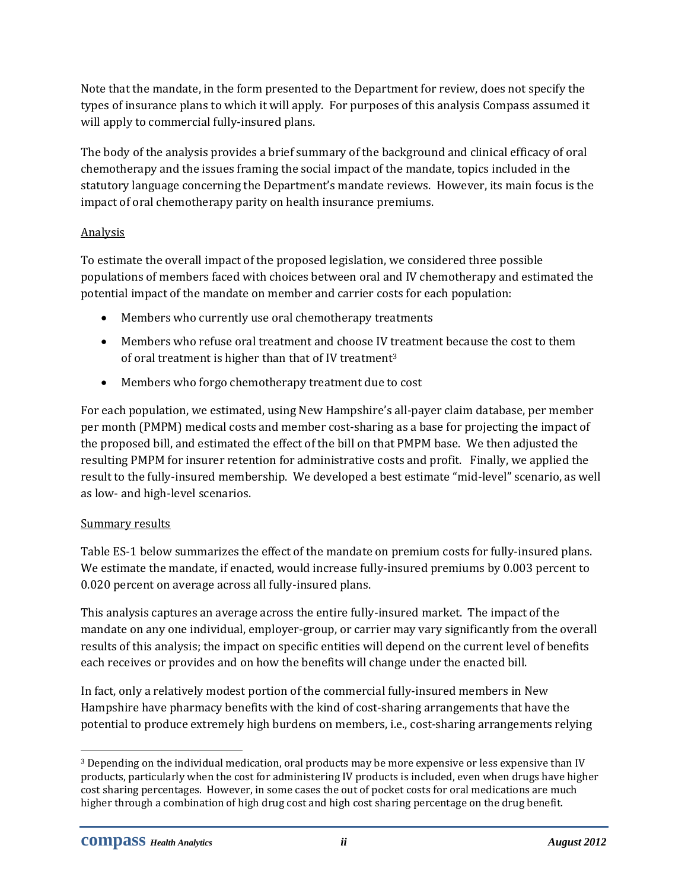Note that the mandate, in the form presented to the Department for review, does not specify the types of insurance plans to which it will apply. For purposes of this analysis Compass assumed it will apply to commercial fully-insured plans.

The body of the analysis provides a brief summary of the background and clinical efficacy of oral chemotherapy and the issues framing the social impact of the mandate, topics included in the statutory language concerning the Department's mandate reviews. However, its main focus is the impact of oral chemotherapy parity on health insurance premiums.

Analysis

To estimate the overall impact of the proposed legislation, we considered three possible populations of members faced with choices between oral and IV chemotherapy and estimated the potential impact of the mandate on member and carrier costs for each population:

- Members who currently use oral chemotherapy treatments
- Members who refuse oral treatment and choose IV treatment because the cost to them of oral treatment is higher than that of IV treatment[3]
- Members who forgo chemotherapy treatment due to cost

For each population, we estimated, using New Hampshire's all-payer claim database, per member per month (PMPM) medical costs and member cost-sharing as a base for projecting the impact of the proposed bill, and estimated the effect of the bill on that PMPM base. We then adjusted the resulting PMPM for insurer retention for administrative costs and profit. Finally, we applied the result to the fully-insured membership. We developed a best estimate "mid-level" scenario, as well as low- and high-level scenarios.

Summary results

Table ES-1 below summarizes the effect of the mandate on premium costs for fully-insured plans. We estimate the mandate, if enacted, would increase fully-insured premiums by 0.003 percent to 0.020 percent on average across all fully-insured plans.

This analysis captures an average across the entire fully-insured market. The impact of the mandate on any one individual, employer-group, or carrier may vary significantly from the overall results of this analysis; the impact on specific entities will depend on the current level of benefits each receives or provides and on how the benefits will change under the enacted bill.

In fact, only a relatively modest portion of the commercial fully-insured members in New Hampshire have pharmacy benefits with the kind of cost-sharing arrangements that have the potential to produce extremely high burdens on members, i.e., cost-sharing arrangements relying

[3] Depending on the individual medication, oral products may be more expensive or less expensive than IV products, particularly when the cost for administering IV products is included, even when drugs have higher cost sharing percentages. However, in some cases the out of pocket costs for oral medications are much higher through a combination of high drug cost and high cost sharing percentage on the drug benefit.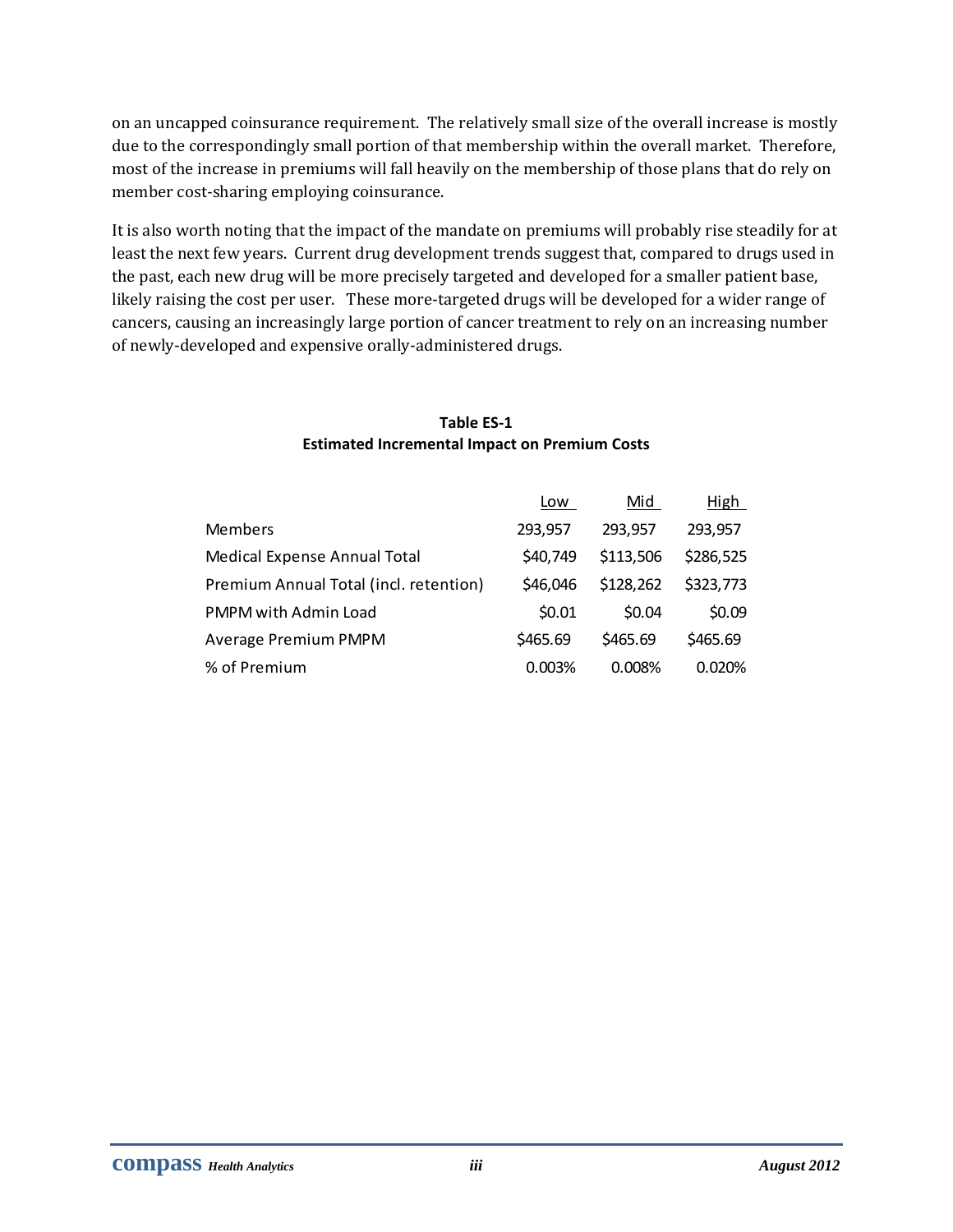on an uncapped coinsurance requirement. The relatively small size of the overall increase is mostly due to the correspondingly small portion of that membership within the overall market. Therefore, most of the increase in premiums will fall heavily on the membership of those plans that do rely on member cost-sharing employing coinsurance.

It is also worth noting that the impact of the mandate on premiums will probably rise steadily for at least the next few years. Current drug development trends suggest that, compared to drugs used in the past, each new drug will be more precisely targeted and developed for a smaller patient base, likely raising the cost per user. These more-targeted drugs will be developed for a wider range of cancers, causing an increasingly large portion of cancer treatment to rely on an increasing number of newly-developed and expensive orally-administered drugs.

**Table ES-1**
**Estimated Incremental Impact on Premium Costs**

| | Low | Mid | High |
|---|---|---|---|
| Members | 293,957 | 293,957 | 293,957 |
| Medical Expense Annual Total | $40,749 | $113,506 | $286,525 |
| Premium Annual Total (incl. retention) | $46,046 | $128,262 | $323,773 |
| PMPM with Admin Load | $0.01 | $0.04 | $0.09 |
| Average Premium PMPM | $465.69 | $465.69 | $465.69 |
| % of Premium | 0.003% | 0.008% | 0.020% |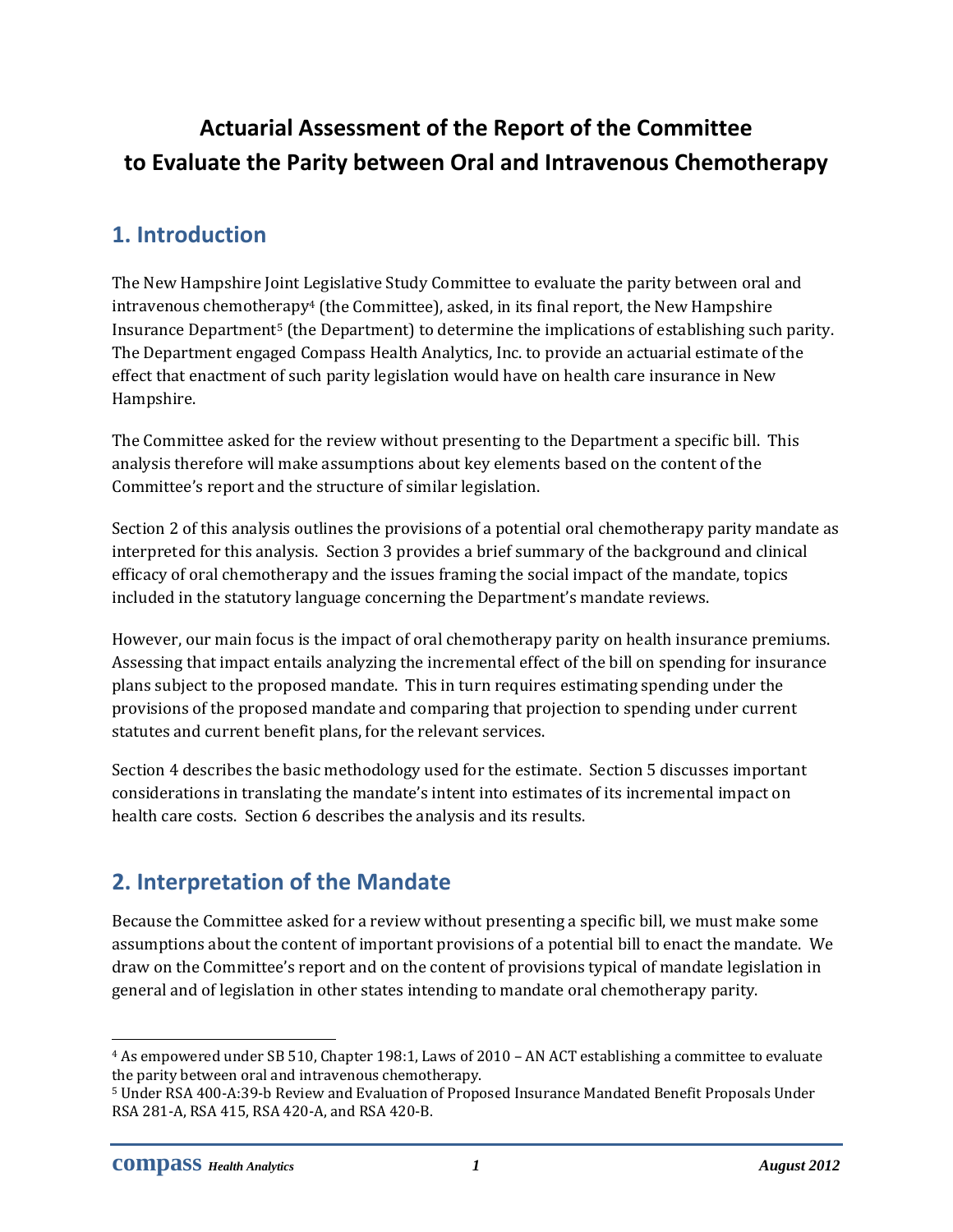# Actuarial Assessment of the Report of the Committee to Evaluate the Parity between Oral and Intravenous Chemotherapy

## 1. Introduction

The New Hampshire Joint Legislative Study Committee to evaluate the parity between oral and intravenous chemotherapy[4] (the Committee), asked, in its final report, the New Hampshire Insurance Department[5] (the Department) to determine the implications of establishing such parity. The Department engaged Compass Health Analytics, Inc. to provide an actuarial estimate of the effect that enactment of such parity legislation would have on health care insurance in New Hampshire.

The Committee asked for the review without presenting to the Department a specific bill. This analysis therefore will make assumptions about key elements based on the content of the Committee's report and the structure of similar legislation.

Section 2 of this analysis outlines the provisions of a potential oral chemotherapy parity mandate as interpreted for this analysis. Section 3 provides a brief summary of the background and clinical efficacy of oral chemotherapy and the issues framing the social impact of the mandate, topics included in the statutory language concerning the Department's mandate reviews.

However, our main focus is the impact of oral chemotherapy parity on health insurance premiums. Assessing that impact entails analyzing the incremental effect of the bill on spending for insurance plans subject to the proposed mandate. This in turn requires estimating spending under the provisions of the proposed mandate and comparing that projection to spending under current statutes and current benefit plans, for the relevant services.

Section 4 describes the basic methodology used for the estimate. Section 5 discusses important considerations in translating the mandate's intent into estimates of its incremental impact on health care costs. Section 6 describes the analysis and its results.

## 2. Interpretation of the Mandate

Because the Committee asked for a review without presenting a specific bill, we must make some assumptions about the content of important provisions of a potential bill to enact the mandate. We draw on the Committee's report and on the content of provisions typical of mandate legislation in general and of legislation in other states intending to mandate oral chemotherapy parity.

---

[4] As empowered under SB 510, Chapter 198:1, Laws of 2010 – AN ACT establishing a committee to evaluate the parity between oral and intravenous chemotherapy.

[5] Under RSA 400-A:39-b Review and Evaluation of Proposed Insurance Mandated Benefit Proposals Under RSA 281-A, RSA 415, RSA 420-A, and RSA 420-B.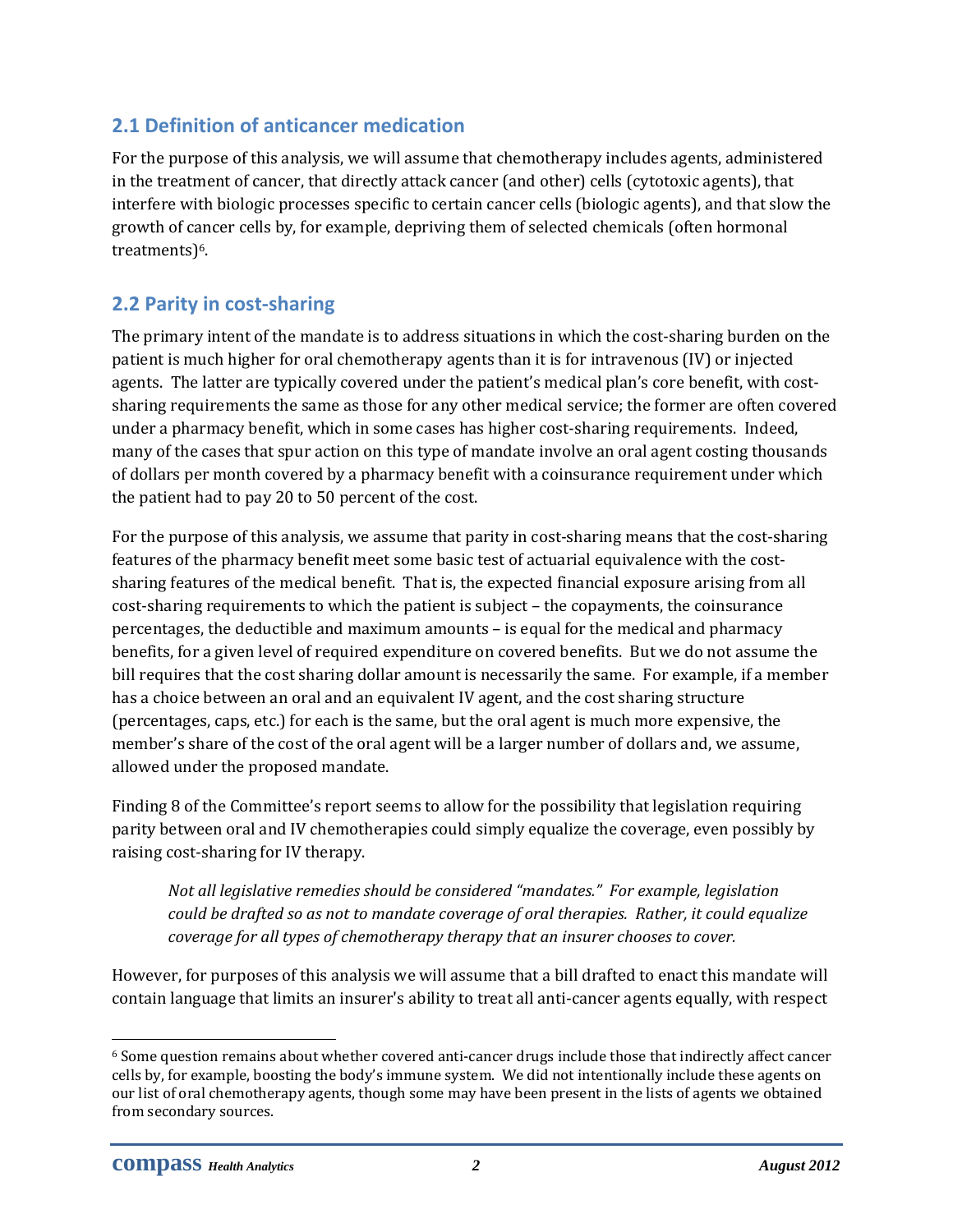## 2.1 Definition of anticancer medication

For the purpose of this analysis, we will assume that chemotherapy includes agents, administered in the treatment of cancer, that directly attack cancer (and other) cells (cytotoxic agents), that interfere with biologic processes specific to certain cancer cells (biologic agents), and that slow the growth of cancer cells by, for example, depriving them of selected chemicals (often hormonal treatments)[6].

## 2.2 Parity in cost-sharing

The primary intent of the mandate is to address situations in which the cost-sharing burden on the patient is much higher for oral chemotherapy agents than it is for intravenous (IV) or injected agents. The latter are typically covered under the patient's medical plan's core benefit, with cost-sharing requirements the same as those for any other medical service; the former are often covered under a pharmacy benefit, which in some cases has higher cost-sharing requirements. Indeed, many of the cases that spur action on this type of mandate involve an oral agent costing thousands of dollars per month covered by a pharmacy benefit with a coinsurance requirement under which the patient had to pay 20 to 50 percent of the cost.

For the purpose of this analysis, we assume that parity in cost-sharing means that the cost-sharing features of the pharmacy benefit meet some basic test of actuarial equivalence with the cost-sharing features of the medical benefit. That is, the expected financial exposure arising from all cost-sharing requirements to which the patient is subject – the copayments, the coinsurance percentages, the deductible and maximum amounts – is equal for the medical and pharmacy benefits, for a given level of required expenditure on covered benefits. But we do not assume the bill requires that the cost sharing dollar amount is necessarily the same. For example, if a member has a choice between an oral and an equivalent IV agent, and the cost sharing structure (percentages, caps, etc.) for each is the same, but the oral agent is much more expensive, the member's share of the cost of the oral agent will be a larger number of dollars and, we assume, allowed under the proposed mandate.

Finding 8 of the Committee's report seems to allow for the possibility that legislation requiring parity between oral and IV chemotherapies could simply equalize the coverage, even possibly by raising cost-sharing for IV therapy.

> *Not all legislative remedies should be considered "mandates." For example, legislation could be drafted so as not to mandate coverage of oral therapies. Rather, it could equalize coverage for all types of chemotherapy therapy that an insurer chooses to cover.*

However, for purposes of this analysis we will assume that a bill drafted to enact this mandate will contain language that limits an insurer's ability to treat all anti-cancer agents equally, with respect

---

[6] Some question remains about whether covered anti-cancer drugs include those that indirectly affect cancer cells by, for example, boosting the body's immune system. We did not intentionally include these agents on our list of oral chemotherapy agents, though some may have been present in the lists of agents we obtained from secondary sources.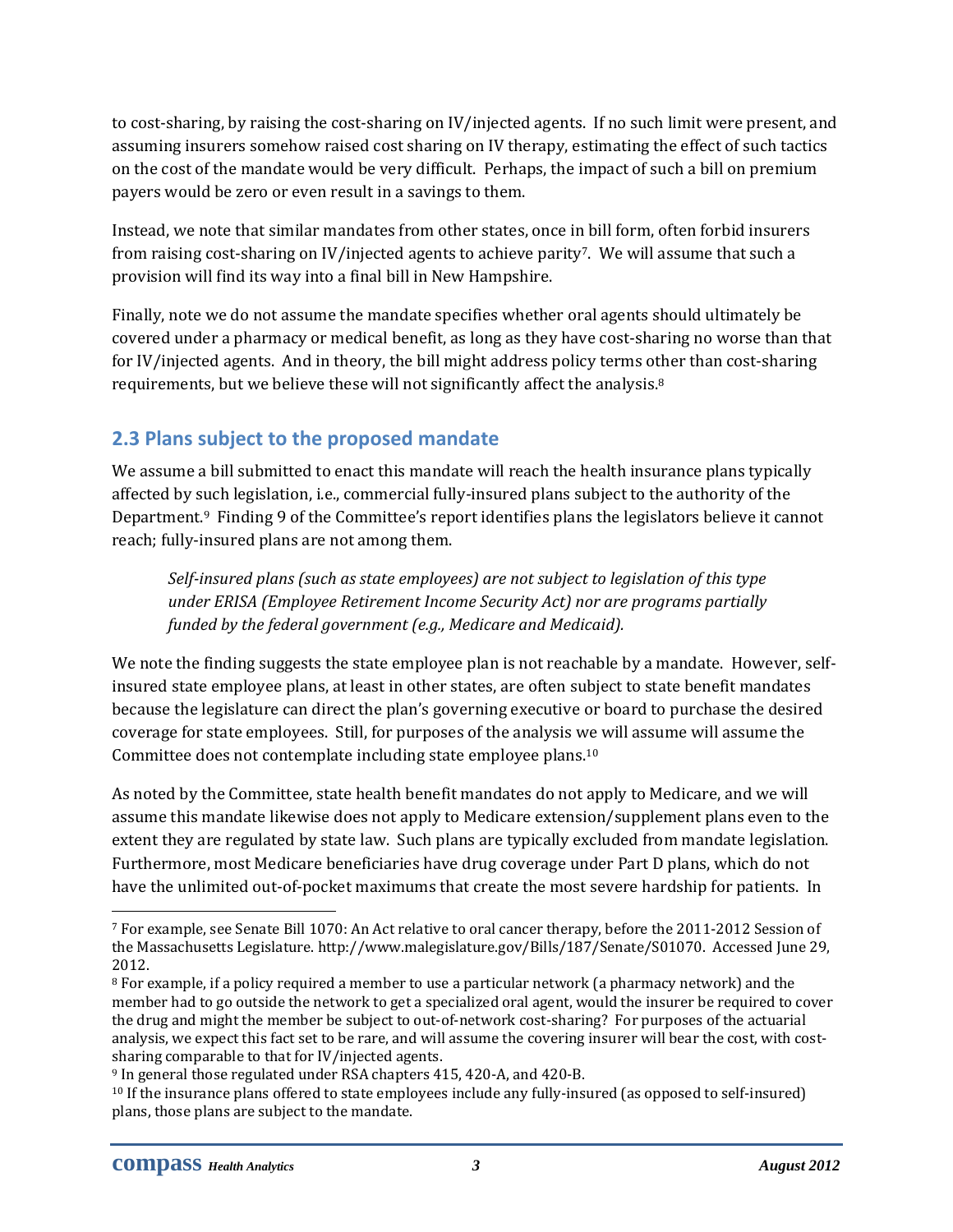to cost-sharing, by raising the cost-sharing on IV/injected agents. If no such limit were present, and assuming insurers somehow raised cost sharing on IV therapy, estimating the effect of such tactics on the cost of the mandate would be very difficult. Perhaps, the impact of such a bill on premium payers would be zero or even result in a savings to them.

Instead, we note that similar mandates from other states, once in bill form, often forbid insurers from raising cost-sharing on IV/injected agents to achieve parity[7]. We will assume that such a provision will find its way into a final bill in New Hampshire.

Finally, note we do not assume the mandate specifies whether oral agents should ultimately be covered under a pharmacy or medical benefit, as long as they have cost-sharing no worse than that for IV/injected agents. And in theory, the bill might address policy terms other than cost-sharing requirements, but we believe these will not significantly affect the analysis.[8]

## 2.3 Plans subject to the proposed mandate

We assume a bill submitted to enact this mandate will reach the health insurance plans typically affected by such legislation, i.e., commercial fully-insured plans subject to the authority of the Department.[9] Finding 9 of the Committee's report identifies plans the legislators believe it cannot reach; fully-insured plans are not among them.

> *Self-insured plans (such as state employees) are not subject to legislation of this type under ERISA (Employee Retirement Income Security Act) nor are programs partially funded by the federal government (e.g., Medicare and Medicaid).*

We note the finding suggests the state employee plan is not reachable by a mandate. However, self-insured state employee plans, at least in other states, are often subject to state benefit mandates because the legislature can direct the plan's governing executive or board to purchase the desired coverage for state employees. Still, for purposes of the analysis we will assume will assume the Committee does not contemplate including state employee plans.[10]

As noted by the Committee, state health benefit mandates do not apply to Medicare, and we will assume this mandate likewise does not apply to Medicare extension/supplement plans even to the extent they are regulated by state law. Such plans are typically excluded from mandate legislation. Furthermore, most Medicare beneficiaries have drug coverage under Part D plans, which do not have the unlimited out-of-pocket maximums that create the most severe hardship for patients. In

---

[7] For example, see Senate Bill 1070: An Act relative to oral cancer therapy, before the 2011-2012 Session of the Massachusetts Legislature. http://www.malegislature.gov/Bills/187/Senate/S01070. Accessed June 29, 2012.

[8] For example, if a policy required a member to use a particular network (a pharmacy network) and the member had to go outside the network to get a specialized oral agent, would the insurer be required to cover the drug and might the member be subject to out-of-network cost-sharing? For purposes of the actuarial analysis, we expect this fact set to be rare, and will assume the covering insurer will bear the cost, with cost-sharing comparable to that for IV/injected agents.

[9] In general those regulated under RSA chapters 415, 420-A, and 420-B.

[10] If the insurance plans offered to state employees include any fully-insured (as opposed to self-insured) plans, those plans are subject to the mandate.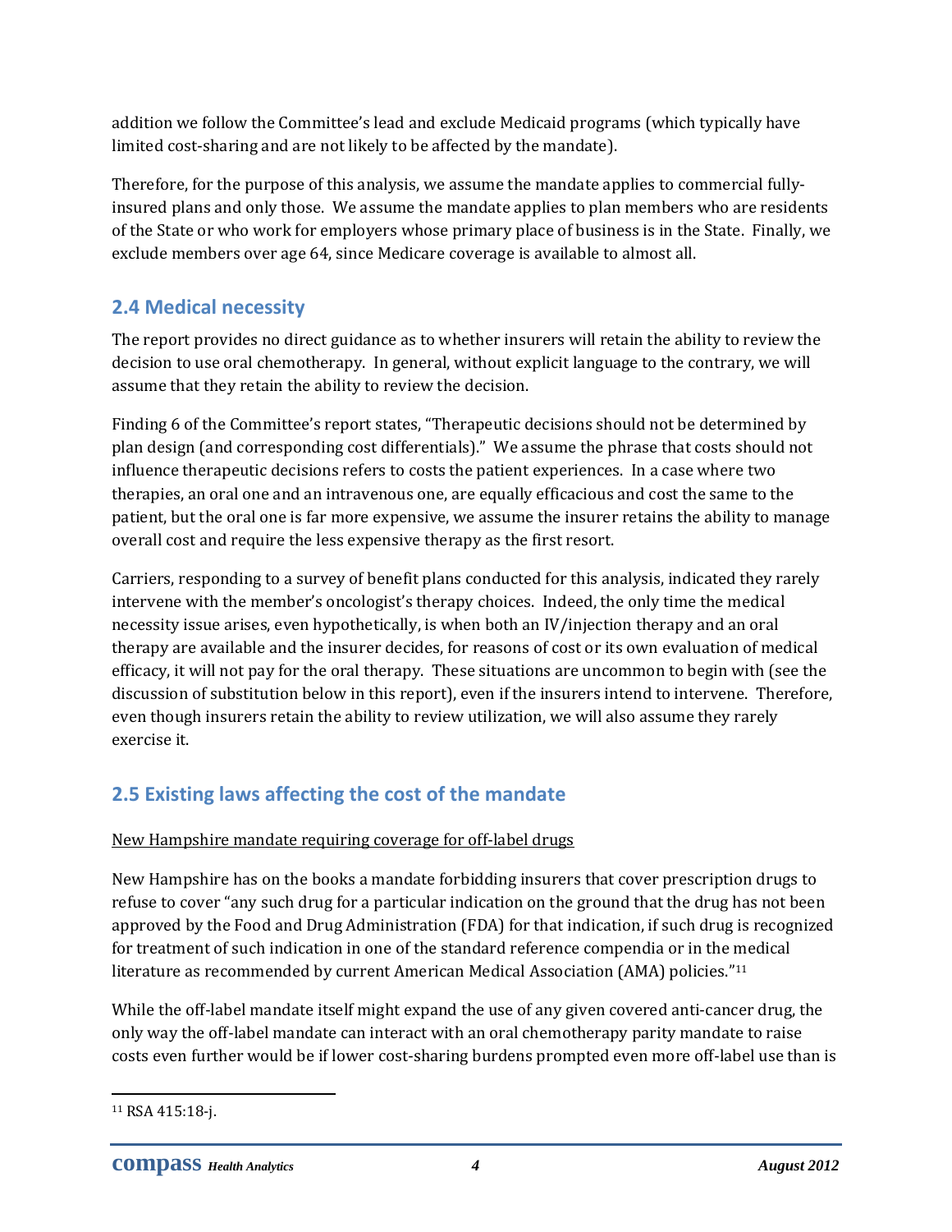addition we follow the Committee's lead and exclude Medicaid programs (which typically have limited cost-sharing and are not likely to be affected by the mandate).

Therefore, for the purpose of this analysis, we assume the mandate applies to commercial fully-insured plans and only those. We assume the mandate applies to plan members who are residents of the State or who work for employers whose primary place of business is in the State. Finally, we exclude members over age 64, since Medicare coverage is available to almost all.

## 2.4 Medical necessity

The report provides no direct guidance as to whether insurers will retain the ability to review the decision to use oral chemotherapy. In general, without explicit language to the contrary, we will assume that they retain the ability to review the decision.

Finding 6 of the Committee's report states, "Therapeutic decisions should not be determined by plan design (and corresponding cost differentials)." We assume the phrase that costs should not influence therapeutic decisions refers to costs the patient experiences. In a case where two therapies, an oral one and an intravenous one, are equally efficacious and cost the same to the patient, but the oral one is far more expensive, we assume the insurer retains the ability to manage overall cost and require the less expensive therapy as the first resort.

Carriers, responding to a survey of benefit plans conducted for this analysis, indicated they rarely intervene with the member's oncologist's therapy choices. Indeed, the only time the medical necessity issue arises, even hypothetically, is when both an IV/injection therapy and an oral therapy are available and the insurer decides, for reasons of cost or its own evaluation of medical efficacy, it will not pay for the oral therapy. These situations are uncommon to begin with (see the discussion of substitution below in this report), even if the insurers intend to intervene. Therefore, even though insurers retain the ability to review utilization, we will also assume they rarely exercise it.

## 2.5 Existing laws affecting the cost of the mandate

New Hampshire mandate requiring coverage for off-label drugs

New Hampshire has on the books a mandate forbidding insurers that cover prescription drugs to refuse to cover "any such drug for a particular indication on the ground that the drug has not been approved by the Food and Drug Administration (FDA) for that indication, if such drug is recognized for treatment of such indication in one of the standard reference compendia or in the medical literature as recommended by current American Medical Association (AMA) policies."[11]

While the off-label mandate itself might expand the use of any given covered anti-cancer drug, the only way the off-label mandate can interact with an oral chemotherapy parity mandate to raise costs even further would be if lower cost-sharing burdens prompted even more off-label use than is

[11] RSA 415:18-j.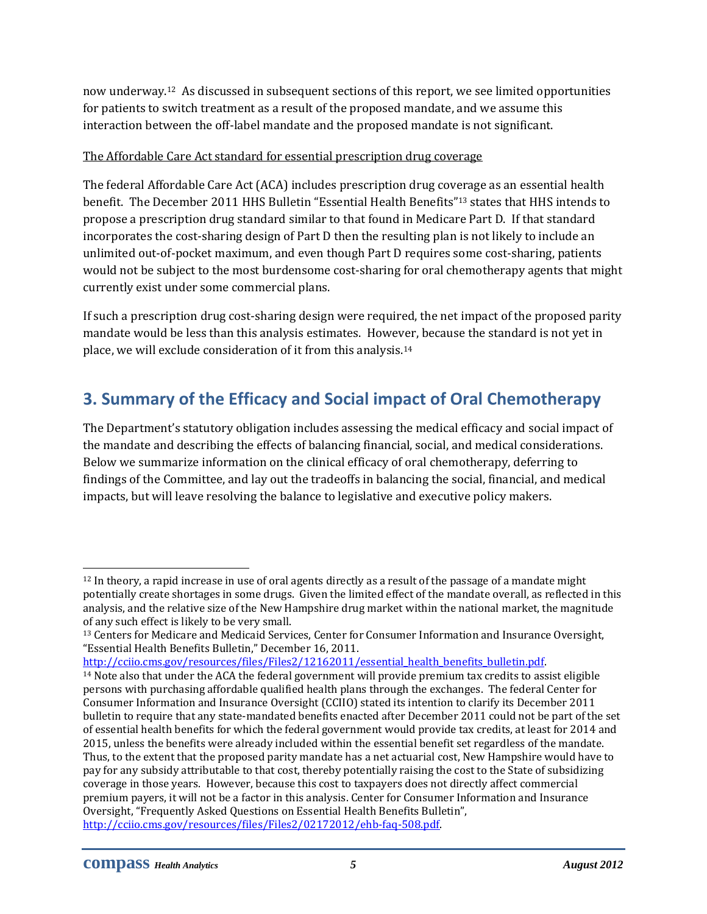now underway.[12] As discussed in subsequent sections of this report, we see limited opportunities for patients to switch treatment as a result of the proposed mandate, and we assume this interaction between the off-label mandate and the proposed mandate is not significant.

<u>The Affordable Care Act standard for essential prescription drug coverage</u>

The federal Affordable Care Act (ACA) includes prescription drug coverage as an essential health benefit. The December 2011 HHS Bulletin "Essential Health Benefits"[13] states that HHS intends to propose a prescription drug standard similar to that found in Medicare Part D. If that standard incorporates the cost-sharing design of Part D then the resulting plan is not likely to include an unlimited out-of-pocket maximum, and even though Part D requires some cost-sharing, patients would not be subject to the most burdensome cost-sharing for oral chemotherapy agents that might currently exist under some commercial plans.

If such a prescription drug cost-sharing design were required, the net impact of the proposed parity mandate would be less than this analysis estimates. However, because the standard is not yet in place, we will exclude consideration of it from this analysis.[14]

## 3. Summary of the Efficacy and Social impact of Oral Chemotherapy

The Department's statutory obligation includes assessing the medical efficacy and social impact of the mandate and describing the effects of balancing financial, social, and medical considerations. Below we summarize information on the clinical efficacy of oral chemotherapy, deferring to findings of the Committee, and lay out the tradeoffs in balancing the social, financial, and medical impacts, but will leave resolving the balance to legislative and executive policy makers.

---

[12] In theory, a rapid increase in use of oral agents directly as a result of the passage of a mandate might potentially create shortages in some drugs. Given the limited effect of the mandate overall, as reflected in this analysis, and the relative size of the New Hampshire drug market within the national market, the magnitude of any such effect is likely to be very small.

[13] Centers for Medicare and Medicaid Services, Center for Consumer Information and Insurance Oversight, "Essential Health Benefits Bulletin," December 16, 2011. http://cciio.cms.gov/resources/files/Files2/12162011/essential_health_benefits_bulletin.pdf.

[14] Note also that under the ACA the federal government will provide premium tax credits to assist eligible persons with purchasing affordable qualified health plans through the exchanges. The federal Center for Consumer Information and Insurance Oversight (CCIIO) stated its intention to clarify its December 2011 bulletin to require that any state-mandated benefits enacted after December 2011 could not be part of the set of essential health benefits for which the federal government would provide tax credits, at least for 2014 and 2015, unless the benefits were already included within the essential benefit set regardless of the mandate. Thus, to the extent that the proposed parity mandate has a net actuarial cost, New Hampshire would have to pay for any subsidy attributable to that cost, thereby potentially raising the cost to the State of subsidizing coverage in those years. However, because this cost to taxpayers does not directly affect commercial premium payers, it will not be a factor in this analysis. Center for Consumer Information and Insurance Oversight, "Frequently Asked Questions on Essential Health Benefits Bulletin", http://cciio.cms.gov/resources/files/Files2/02172012/ehb-faq-508.pdf.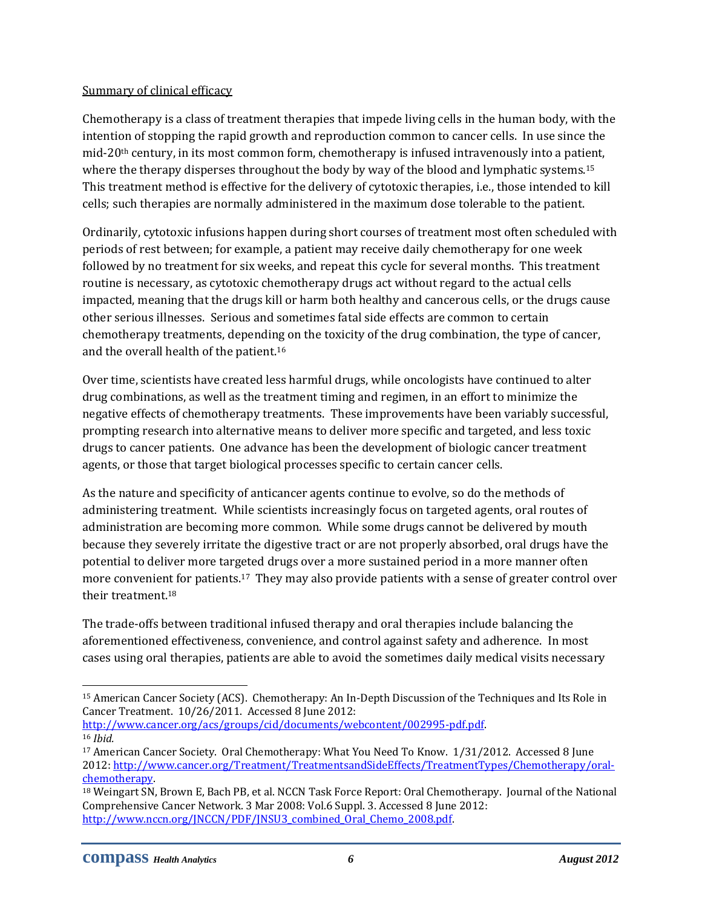Summary of clinical efficacy

Chemotherapy is a class of treatment therapies that impede living cells in the human body, with the intention of stopping the rapid growth and reproduction common to cancer cells. In use since the mid-20th century, in its most common form, chemotherapy is infused intravenously into a patient, where the therapy disperses throughout the body by way of the blood and lymphatic systems.[15] This treatment method is effective for the delivery of cytotoxic therapies, i.e., those intended to kill cells; such therapies are normally administered in the maximum dose tolerable to the patient.

Ordinarily, cytotoxic infusions happen during short courses of treatment most often scheduled with periods of rest between; for example, a patient may receive daily chemotherapy for one week followed by no treatment for six weeks, and repeat this cycle for several months. This treatment routine is necessary, as cytotoxic chemotherapy drugs act without regard to the actual cells impacted, meaning that the drugs kill or harm both healthy and cancerous cells, or the drugs cause other serious illnesses. Serious and sometimes fatal side effects are common to certain chemotherapy treatments, depending on the toxicity of the drug combination, the type of cancer, and the overall health of the patient.[16]

Over time, scientists have created less harmful drugs, while oncologists have continued to alter drug combinations, as well as the treatment timing and regimen, in an effort to minimize the negative effects of chemotherapy treatments. These improvements have been variably successful, prompting research into alternative means to deliver more specific and targeted, and less toxic drugs to cancer patients. One advance has been the development of biologic cancer treatment agents, or those that target biological processes specific to certain cancer cells.

As the nature and specificity of anticancer agents continue to evolve, so do the methods of administering treatment. While scientists increasingly focus on targeted agents, oral routes of administration are becoming more common. While some drugs cannot be delivered by mouth because they severely irritate the digestive tract or are not properly absorbed, oral drugs have the potential to deliver more targeted drugs over a more sustained period in a more manner often more convenient for patients.[17] They may also provide patients with a sense of greater control over their treatment.[18]

The trade-offs between traditional infused therapy and oral therapies include balancing the aforementioned effectiveness, convenience, and control against safety and adherence. In most cases using oral therapies, patients are able to avoid the sometimes daily medical visits necessary

---

[15] American Cancer Society (ACS). Chemotherapy: An In-Depth Discussion of the Techniques and Its Role in Cancer Treatment. 10/26/2011. Accessed 8 June 2012: http://www.cancer.org/acs/groups/cid/documents/webcontent/002995-pdf.pdf.

[16] *Ibid.*

[17] American Cancer Society. Oral Chemotherapy: What You Need To Know. 1/31/2012. Accessed 8 June 2012: http://www.cancer.org/Treatment/TreatmentsandSideEffects/TreatmentTypes/Chemotherapy/oral-chemotherapy.

[18] Weingart SN, Brown E, Bach PB, et al. NCCN Task Force Report: Oral Chemotherapy. Journal of the National Comprehensive Cancer Network. 3 Mar 2008: Vol.6 Suppl. 3. Accessed 8 June 2012: http://www.nccn.org/JNCCN/PDF/JNSU3_combined_Oral_Chemo_2008.pdf.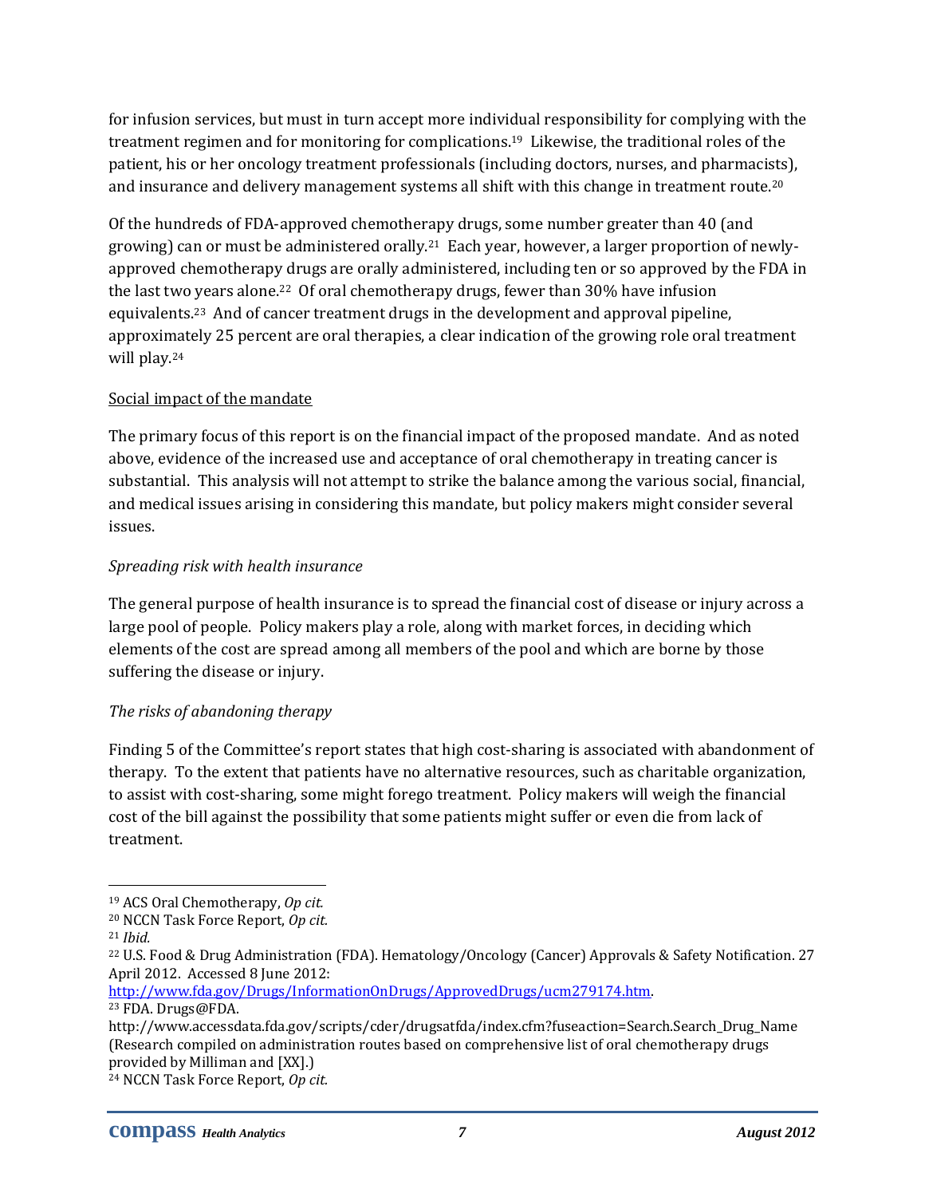for infusion services, but must in turn accept more individual responsibility for complying with the treatment regimen and for monitoring for complications.[19] Likewise, the traditional roles of the patient, his or her oncology treatment professionals (including doctors, nurses, and pharmacists), and insurance and delivery management systems all shift with this change in treatment route.[20]

Of the hundreds of FDA-approved chemotherapy drugs, some number greater than 40 (and growing) can or must be administered orally.[21] Each year, however, a larger proportion of newly-approved chemotherapy drugs are orally administered, including ten or so approved by the FDA in the last two years alone.[22] Of oral chemotherapy drugs, fewer than 30% have infusion equivalents.[23] And of cancer treatment drugs in the development and approval pipeline, approximately 25 percent are oral therapies, a clear indication of the growing role oral treatment will play.[24]

<u>Social impact of the mandate</u>

The primary focus of this report is on the financial impact of the proposed mandate. And as noted above, evidence of the increased use and acceptance of oral chemotherapy in treating cancer is substantial. This analysis will not attempt to strike the balance among the various social, financial, and medical issues arising in considering this mandate, but policy makers might consider several issues.

*Spreading risk with health insurance*

The general purpose of health insurance is to spread the financial cost of disease or injury across a large pool of people. Policy makers play a role, along with market forces, in deciding which elements of the cost are spread among all members of the pool and which are borne by those suffering the disease or injury.

*The risks of abandoning therapy*

Finding 5 of the Committee's report states that high cost-sharing is associated with abandonment of therapy. To the extent that patients have no alternative resources, such as charitable organization, to assist with cost-sharing, some might forego treatment. Policy makers will weigh the financial cost of the bill against the possibility that some patients might suffer or even die from lack of treatment.

---

[19] ACS Oral Chemotherapy, *Op cit.*

[20] NCCN Task Force Report, *Op cit.*

[21] *Ibid.*

[22] U.S. Food & Drug Administration (FDA). Hematology/Oncology (Cancer) Approvals & Safety Notification. 27 April 2012. Accessed 8 June 2012: http://www.fda.gov/Drugs/InformationOnDrugs/ApprovedDrugs/ucm279174.htm.

[23] FDA. Drugs@FDA. http://www.accessdata.fda.gov/scripts/cder/drugsatfda/index.cfm?fuseaction=Search.Search_Drug_Name (Research compiled on administration routes based on comprehensive list of oral chemotherapy drugs provided by Milliman and [XX].)

[24] NCCN Task Force Report, *Op cit.*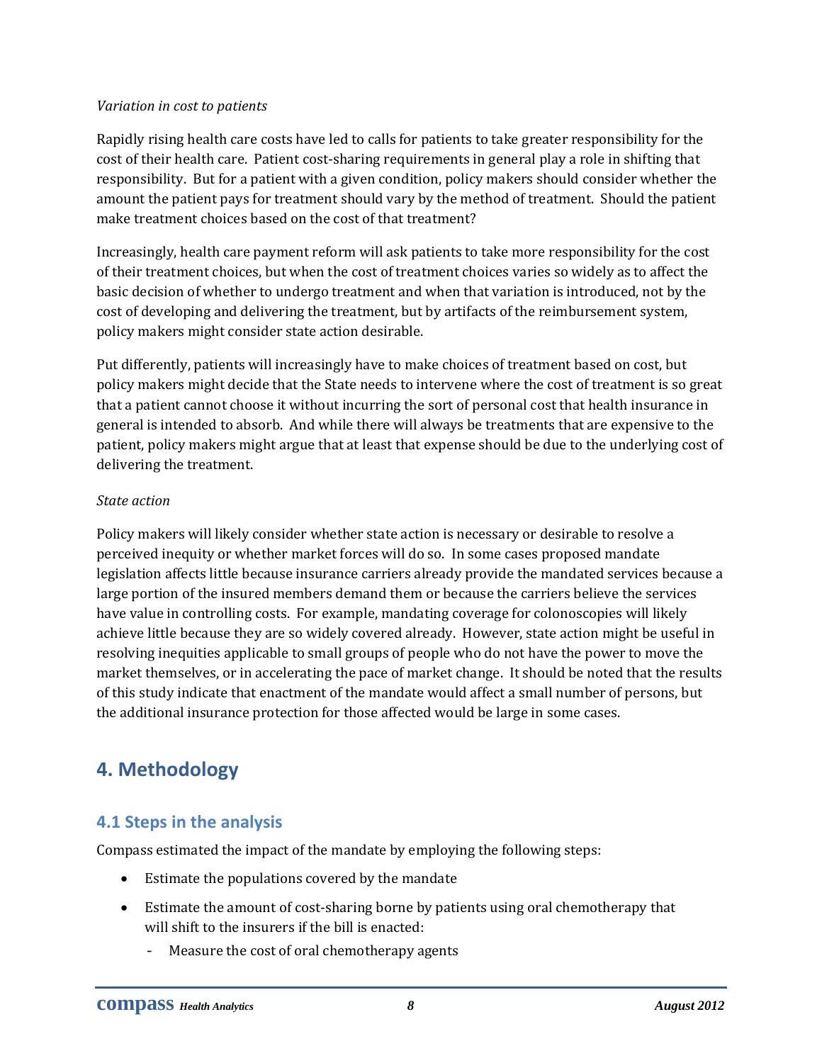*Variation in cost to patients*

Rapidly rising health care costs have led to calls for patients to take greater responsibility for the cost of their health care. Patient cost-sharing requirements in general play a role in shifting that responsibility. But for a patient with a given condition, policy makers should consider whether the amount the patient pays for treatment should vary by the method of treatment. Should the patient make treatment choices based on the cost of that treatment?

Increasingly, health care payment reform will ask patients to take more responsibility for the cost of their treatment choices, but when the cost of treatment choices varies so widely as to affect the basic decision of whether to undergo treatment and when that variation is introduced, not by the cost of developing and delivering the treatment, but by artifacts of the reimbursement system, policy makers might consider state action desirable.

Put differently, patients will increasingly have to make choices of treatment based on cost, but policy makers might decide that the State needs to intervene where the cost of treatment is so great that a patient cannot choose it without incurring the sort of personal cost that health insurance in general is intended to absorb. And while there will always be treatments that are expensive to the patient, policy makers might argue that at least that expense should be due to the underlying cost of delivering the treatment.

*State action*

Policy makers will likely consider whether state action is necessary or desirable to resolve a perceived inequity or whether market forces will do so. In some cases proposed mandate legislation affects little because insurance carriers already provide the mandated services because a large portion of the insured members demand them or because the carriers believe the services have value in controlling costs. For example, mandating coverage for colonoscopies will likely achieve little because they are so widely covered already. However, state action might be useful in resolving inequities applicable to small groups of people who do not have the power to move the market themselves, or in accelerating the pace of market change. It should be noted that the results of this study indicate that enactment of the mandate would affect a small number of persons, but the additional insurance protection for those affected would be large in some cases.

# 4. Methodology

## 4.1 Steps in the analysis

Compass estimated the impact of the mandate by employing the following steps:

- Estimate the populations covered by the mandate
- Estimate the amount of cost-sharing borne by patients using oral chemotherapy that will shift to the insurers if the bill is enacted:
  - Measure the cost of oral chemotherapy agents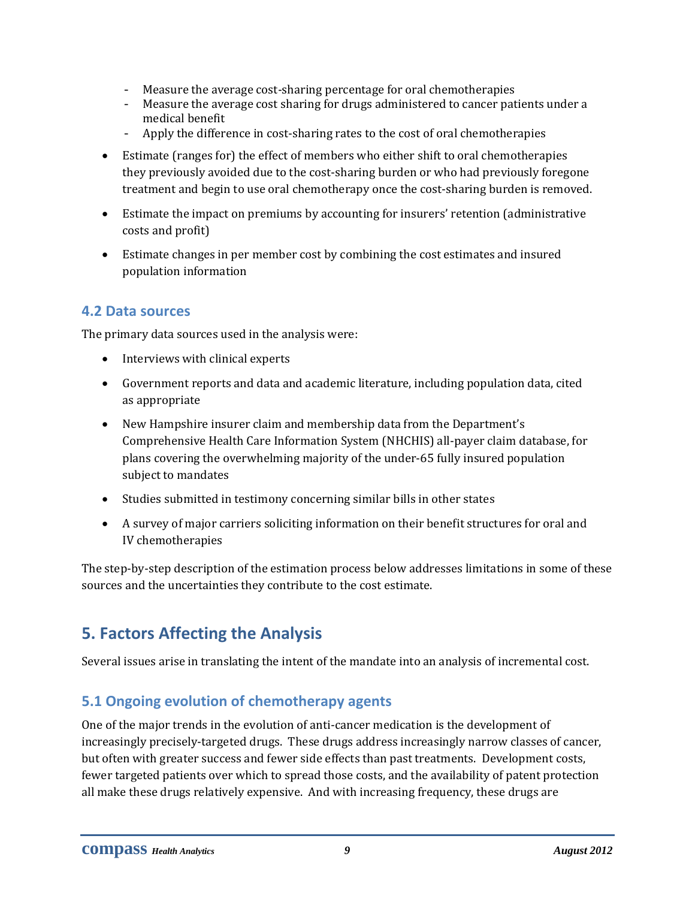- Measure the average cost-sharing percentage for oral chemotherapies
  - Measure the average cost sharing for drugs administered to cancer patients under a medical benefit
  - Apply the difference in cost-sharing rates to the cost of oral chemotherapies

- Estimate (ranges for) the effect of members who either shift to oral chemotherapies they previously avoided due to the cost-sharing burden or who had previously foregone treatment and begin to use oral chemotherapy once the cost-sharing burden is removed.

- Estimate the impact on premiums by accounting for insurers' retention (administrative costs and profit)

- Estimate changes in per member cost by combining the cost estimates and insured population information

### 4.2 Data sources

The primary data sources used in the analysis were:

- Interviews with clinical experts

- Government reports and data and academic literature, including population data, cited as appropriate

- New Hampshire insurer claim and membership data from the Department's Comprehensive Health Care Information System (NHCHIS) all-payer claim database, for plans covering the overwhelming majority of the under-65 fully insured population subject to mandates

- Studies submitted in testimony concerning similar bills in other states

- A survey of major carriers soliciting information on their benefit structures for oral and IV chemotherapies

The step-by-step description of the estimation process below addresses limitations in some of these sources and the uncertainties they contribute to the cost estimate.

## 5. Factors Affecting the Analysis

Several issues arise in translating the intent of the mandate into an analysis of incremental cost.

### 5.1 Ongoing evolution of chemotherapy agents

One of the major trends in the evolution of anti-cancer medication is the development of increasingly precisely-targeted drugs. These drugs address increasingly narrow classes of cancer, but often with greater success and fewer side effects than past treatments. Development costs, fewer targeted patients over which to spread those costs, and the availability of patent protection all make these drugs relatively expensive. And with increasing frequency, these drugs are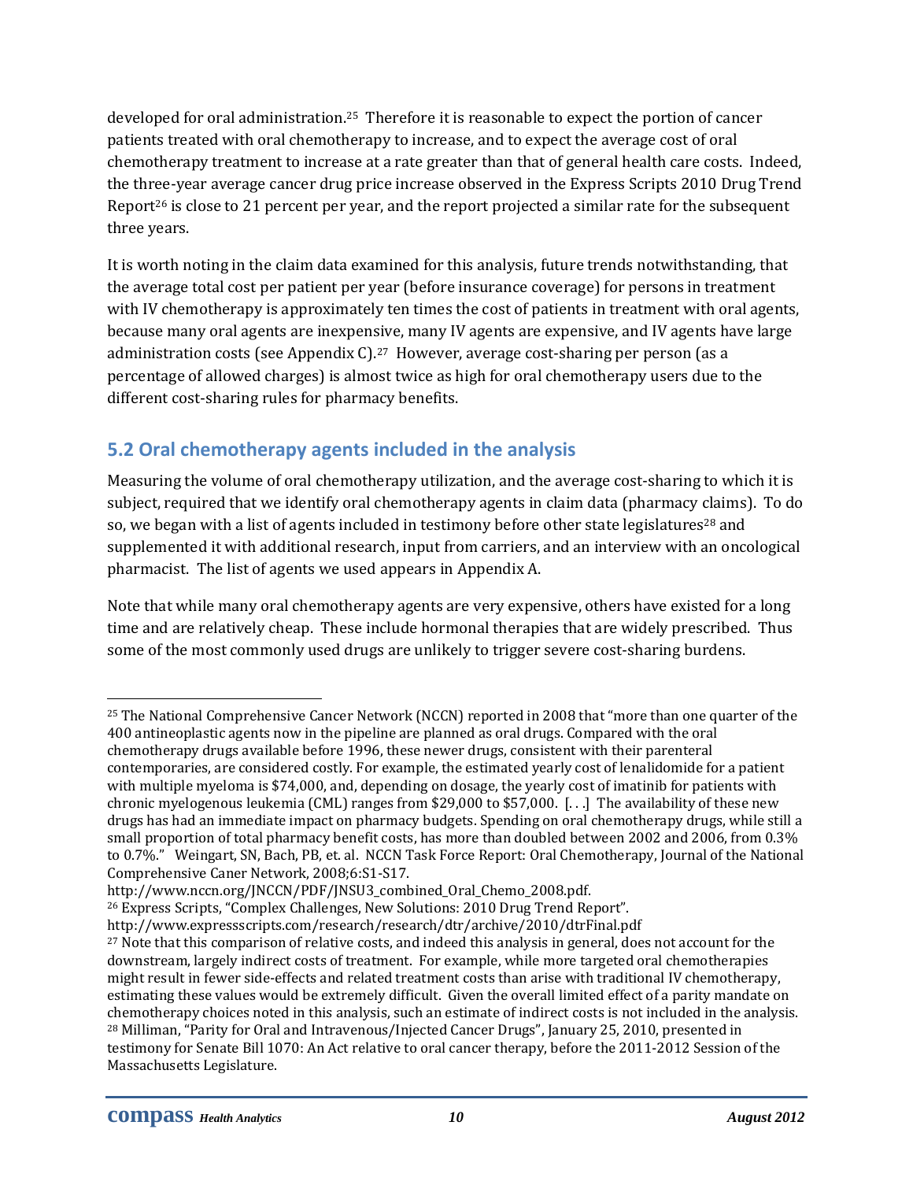developed for oral administration.[25] Therefore it is reasonable to expect the portion of cancer patients treated with oral chemotherapy to increase, and to expect the average cost of oral chemotherapy treatment to increase at a rate greater than that of general health care costs. Indeed, the three-year average cancer drug price increase observed in the Express Scripts 2010 Drug Trend Report[26] is close to 21 percent per year, and the report projected a similar rate for the subsequent three years.

It is worth noting in the claim data examined for this analysis, future trends notwithstanding, that the average total cost per patient per year (before insurance coverage) for persons in treatment with IV chemotherapy is approximately ten times the cost of patients in treatment with oral agents, because many oral agents are inexpensive, many IV agents are expensive, and IV agents have large administration costs (see Appendix C).[27] However, average cost-sharing per person (as a percentage of allowed charges) is almost twice as high for oral chemotherapy users due to the different cost-sharing rules for pharmacy benefits.

## 5.2 Oral chemotherapy agents included in the analysis

Measuring the volume of oral chemotherapy utilization, and the average cost-sharing to which it is subject, required that we identify oral chemotherapy agents in claim data (pharmacy claims). To do so, we began with a list of agents included in testimony before other state legislatures[28] and supplemented it with additional research, input from carriers, and an interview with an oncological pharmacist. The list of agents we used appears in Appendix A.

Note that while many oral chemotherapy agents are very expensive, others have existed for a long time and are relatively cheap. These include hormonal therapies that are widely prescribed. Thus some of the most commonly used drugs are unlikely to trigger severe cost-sharing burdens.

---

[25] The National Comprehensive Cancer Network (NCCN) reported in 2008 that "more than one quarter of the 400 antineoplastic agents now in the pipeline are planned as oral drugs. Compared with the oral chemotherapy drugs available before 1996, these newer drugs, consistent with their parenteral contemporaries, are considered costly. For example, the estimated yearly cost of lenalidomide for a patient with multiple myeloma is $74,000, and, depending on dosage, the yearly cost of imatinib for patients with chronic myelogenous leukemia (CML) ranges from $29,000 to $57,000. [. . .] The availability of these new drugs has had an immediate impact on pharmacy budgets. Spending on oral chemotherapy drugs, while still a small proportion of total pharmacy benefit costs, has more than doubled between 2002 and 2006, from 0.3% to 0.7%." Weingart, SN, Bach, PB, et. al. NCCN Task Force Report: Oral Chemotherapy, Journal of the National Comprehensive Caner Network, 2008;6:S1-S17.
http://www.nccn.org/JNCCN/PDF/JNSU3_combined_Oral_Chemo_2008.pdf.

[26] Express Scripts, "Complex Challenges, New Solutions: 2010 Drug Trend Report".
http://www.expressscripts.com/research/research/dtr/archive/2010/dtrFinal.pdf

[27] Note that this comparison of relative costs, and indeed this analysis in general, does not account for the downstream, largely indirect costs of treatment. For example, while more targeted oral chemotherapies might result in fewer side-effects and related treatment costs than arise with traditional IV chemotherapy, estimating these values would be extremely difficult. Given the overall limited effect of a parity mandate on chemotherapy choices noted in this analysis, such an estimate of indirect costs is not included in the analysis.

[28] Milliman, "Parity for Oral and Intravenous/Injected Cancer Drugs", January 25, 2010, presented in testimony for Senate Bill 1070: An Act relative to oral cancer therapy, before the 2011-2012 Session of the Massachusetts Legislature.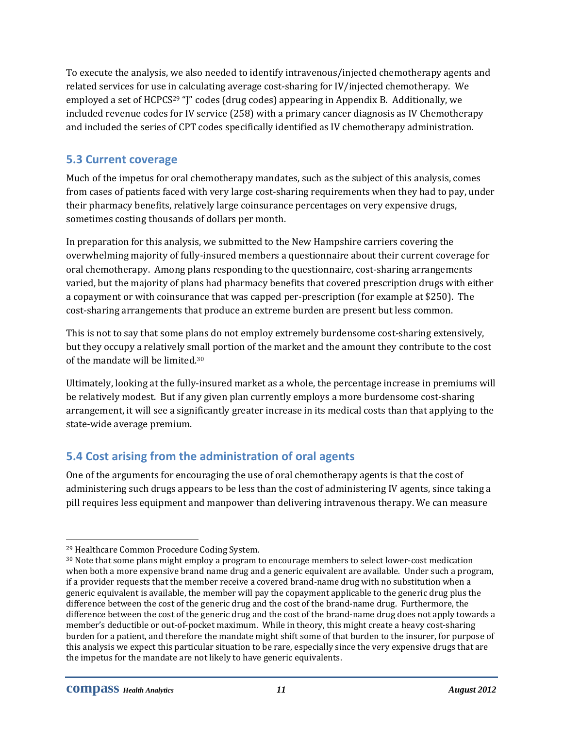To execute the analysis, we also needed to identify intravenous/injected chemotherapy agents and related services for use in calculating average cost-sharing for IV/injected chemotherapy. We employed a set of HCPCS[29] "J" codes (drug codes) appearing in Appendix B. Additionally, we included revenue codes for IV service (258) with a primary cancer diagnosis as IV Chemotherapy and included the series of CPT codes specifically identified as IV chemotherapy administration.

## 5.3 Current coverage

Much of the impetus for oral chemotherapy mandates, such as the subject of this analysis, comes from cases of patients faced with very large cost-sharing requirements when they had to pay, under their pharmacy benefits, relatively large coinsurance percentages on very expensive drugs, sometimes costing thousands of dollars per month.

In preparation for this analysis, we submitted to the New Hampshire carriers covering the overwhelming majority of fully-insured members a questionnaire about their current coverage for oral chemotherapy. Among plans responding to the questionnaire, cost-sharing arrangements varied, but the majority of plans had pharmacy benefits that covered prescription drugs with either a copayment or with coinsurance that was capped per-prescription (for example at $250). The cost-sharing arrangements that produce an extreme burden are present but less common.

This is not to say that some plans do not employ extremely burdensome cost-sharing extensively, but they occupy a relatively small portion of the market and the amount they contribute to the cost of the mandate will be limited.[30]

Ultimately, looking at the fully-insured market as a whole, the percentage increase in premiums will be relatively modest. But if any given plan currently employs a more burdensome cost-sharing arrangement, it will see a significantly greater increase in its medical costs than that applying to the state-wide average premium.

## 5.4 Cost arising from the administration of oral agents

One of the arguments for encouraging the use of oral chemotherapy agents is that the cost of administering such drugs appears to be less than the cost of administering IV agents, since taking a pill requires less equipment and manpower than delivering intravenous therapy. We can measure

---

[29] Healthcare Common Procedure Coding System.

[30] Note that some plans might employ a program to encourage members to select lower-cost medication when both a more expensive brand name drug and a generic equivalent are available. Under such a program, if a provider requests that the member receive a covered brand-name drug with no substitution when a generic equivalent is available, the member will pay the copayment applicable to the generic drug plus the difference between the cost of the generic drug and the cost of the brand-name drug. Furthermore, the difference between the cost of the generic drug and the cost of the brand-name drug does not apply towards a member's deductible or out-of-pocket maximum. While in theory, this might create a heavy cost-sharing burden for a patient, and therefore the mandate might shift some of that burden to the insurer, for purpose of this analysis we expect this particular situation to be rare, especially since the very expensive drugs that are the impetus for the mandate are not likely to have generic equivalents.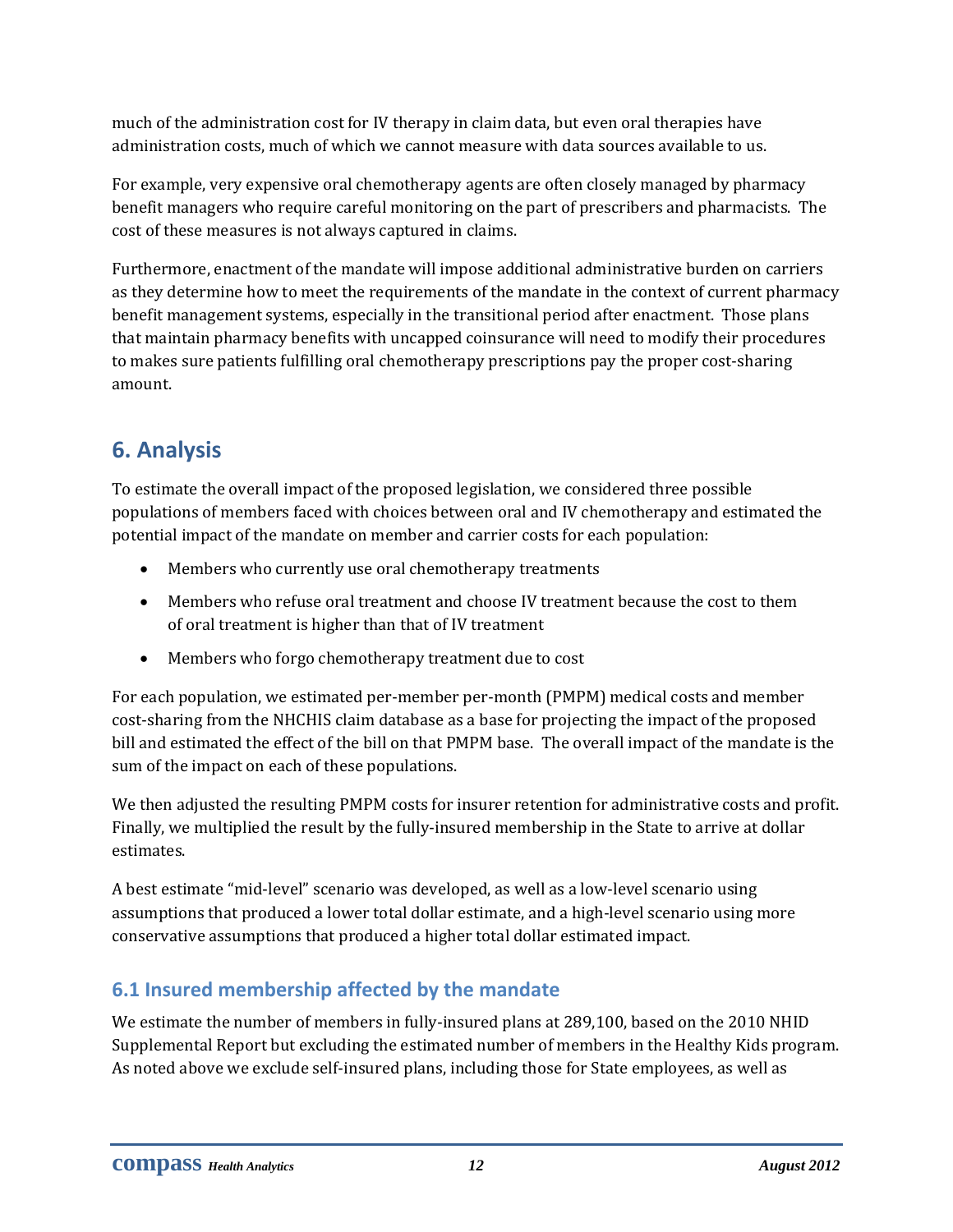much of the administration cost for IV therapy in claim data, but even oral therapies have administration costs, much of which we cannot measure with data sources available to us.

For example, very expensive oral chemotherapy agents are often closely managed by pharmacy benefit managers who require careful monitoring on the part of prescribers and pharmacists. The cost of these measures is not always captured in claims.

Furthermore, enactment of the mandate will impose additional administrative burden on carriers as they determine how to meet the requirements of the mandate in the context of current pharmacy benefit management systems, especially in the transitional period after enactment. Those plans that maintain pharmacy benefits with uncapped coinsurance will need to modify their procedures to makes sure patients fulfilling oral chemotherapy prescriptions pay the proper cost-sharing amount.

# 6. Analysis

To estimate the overall impact of the proposed legislation, we considered three possible populations of members faced with choices between oral and IV chemotherapy and estimated the potential impact of the mandate on member and carrier costs for each population:

- Members who currently use oral chemotherapy treatments
- Members who refuse oral treatment and choose IV treatment because the cost to them of oral treatment is higher than that of IV treatment
- Members who forgo chemotherapy treatment due to cost

For each population, we estimated per-member per-month (PMPM) medical costs and member cost-sharing from the NHCHIS claim database as a base for projecting the impact of the proposed bill and estimated the effect of the bill on that PMPM base. The overall impact of the mandate is the sum of the impact on each of these populations.

We then adjusted the resulting PMPM costs for insurer retention for administrative costs and profit. Finally, we multiplied the result by the fully-insured membership in the State to arrive at dollar estimates.

A best estimate "mid-level" scenario was developed, as well as a low-level scenario using assumptions that produced a lower total dollar estimate, and a high-level scenario using more conservative assumptions that produced a higher total dollar estimated impact.

## 6.1 Insured membership affected by the mandate

We estimate the number of members in fully-insured plans at 289,100, based on the 2010 NHID Supplemental Report but excluding the estimated number of members in the Healthy Kids program. As noted above we exclude self-insured plans, including those for State employees, as well as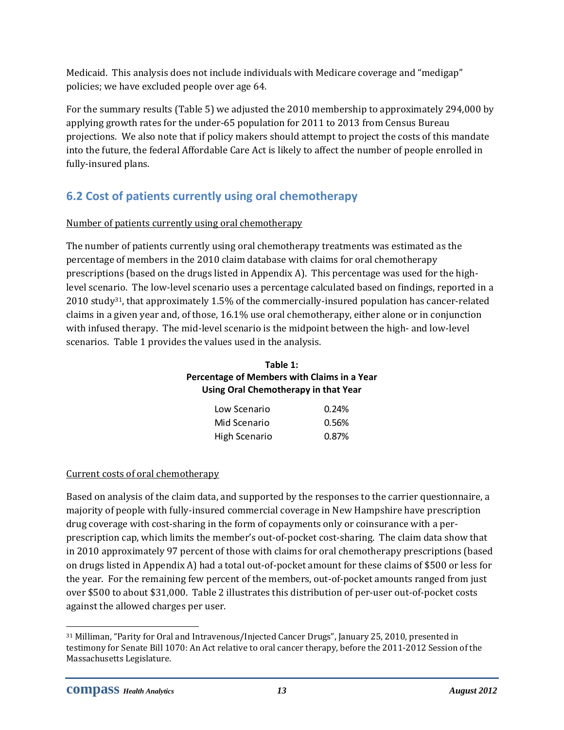Medicaid. This analysis does not include individuals with Medicare coverage and "medigap" policies; we have excluded people over age 64.

For the summary results (Table 5) we adjusted the 2010 membership to approximately 294,000 by applying growth rates for the under-65 population for 2011 to 2013 from Census Bureau projections. We also note that if policy makers should attempt to project the costs of this mandate into the future, the federal Affordable Care Act is likely to affect the number of people enrolled in fully-insured plans.

## 6.2 Cost of patients currently using oral chemotherapy

Number of patients currently using oral chemotherapy

The number of patients currently using oral chemotherapy treatments was estimated as the percentage of members in the 2010 claim database with claims for oral chemotherapy prescriptions (based on the drugs listed in Appendix A). This percentage was used for the high-level scenario. The low-level scenario uses a percentage calculated based on findings, reported in a 2010 study[31], that approximately 1.5% of the commercially-insured population has cancer-related claims in a given year and, of those, 16.1% use oral chemotherapy, either alone or in conjunction with infused therapy. The mid-level scenario is the midpoint between the high- and low-level scenarios. Table 1 provides the values used in the analysis.

**Table 1:**
**Percentage of Members with Claims in a Year Using Oral Chemotherapy in that Year**

| Scenario | Percentage |
| --- | --- |
| Low Scenario | 0.24% |
| Mid Scenario | 0.56% |
| High Scenario | 0.87% |

Current costs of oral chemotherapy

Based on analysis of the claim data, and supported by the responses to the carrier questionnaire, a majority of people with fully-insured commercial coverage in New Hampshire have prescription drug coverage with cost-sharing in the form of copayments only or coinsurance with a per-prescription cap, which limits the member's out-of-pocket cost-sharing. The claim data show that in 2010 approximately 97 percent of those with claims for oral chemotherapy prescriptions (based on drugs listed in Appendix A) had a total out-of-pocket amount for these claims of $500 or less for the year. For the remaining few percent of the members, out-of-pocket amounts ranged from just over $500 to about $31,000. Table 2 illustrates this distribution of per-user out-of-pocket costs against the allowed charges per user.

[31] Milliman, "Parity for Oral and Intravenous/Injected Cancer Drugs", January 25, 2010, presented in testimony for Senate Bill 1070: An Act relative to oral cancer therapy, before the 2011-2012 Session of the Massachusetts Legislature.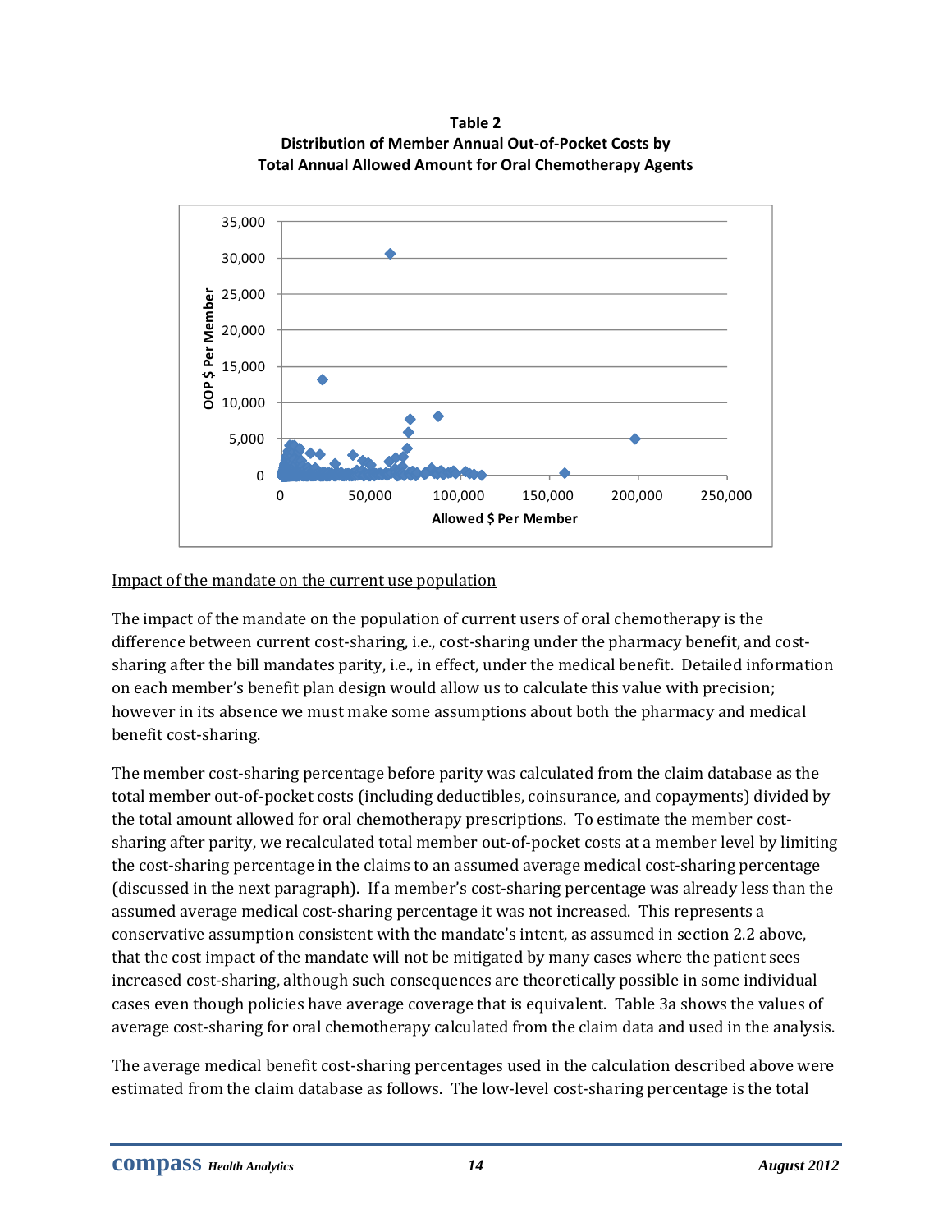**Table 2**
**Distribution of Member Annual Out-of-Pocket Costs by Total Annual Allowed Amount for Oral Chemotherapy Agents**

Impact of the mandate on the current use population

The impact of the mandate on the population of current users of oral chemotherapy is the difference between current cost-sharing, i.e., cost-sharing under the pharmacy benefit, and cost-sharing after the bill mandates parity, i.e., in effect, under the medical benefit. Detailed information on each member's benefit plan design would allow us to calculate this value with precision; however in its absence we must make some assumptions about both the pharmacy and medical benefit cost-sharing.

The member cost-sharing percentage before parity was calculated from the claim database as the total member out-of-pocket costs (including deductibles, coinsurance, and copayments) divided by the total amount allowed for oral chemotherapy prescriptions. To estimate the member cost-sharing after parity, we recalculated total member out-of-pocket costs at a member level by limiting the cost-sharing percentage in the claims to an assumed average medical cost-sharing percentage (discussed in the next paragraph). If a member's cost-sharing percentage was already less than the assumed average medical cost-sharing percentage it was not increased. This represents a conservative assumption consistent with the mandate's intent, as assumed in section 2.2 above, that the cost impact of the mandate will not be mitigated by many cases where the patient sees increased cost-sharing, although such consequences are theoretically possible in some individual cases even though policies have average coverage that is equivalent. Table 3a shows the values of average cost-sharing for oral chemotherapy calculated from the claim data and used in the analysis.

The average medical benefit cost-sharing percentages used in the calculation described above were estimated from the claim database as follows. The low-level cost-sharing percentage is the total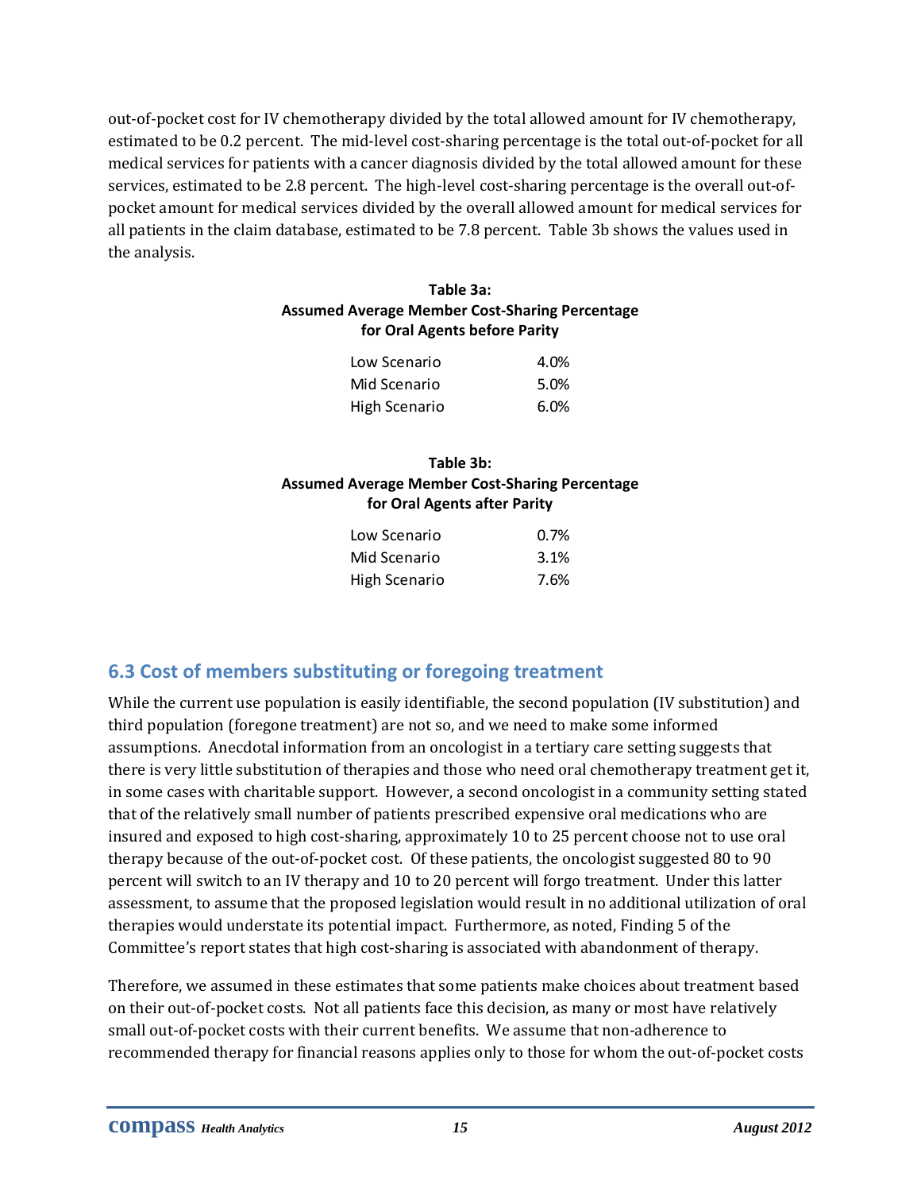out-of-pocket cost for IV chemotherapy divided by the total allowed amount for IV chemotherapy, estimated to be 0.2 percent. The mid-level cost-sharing percentage is the total out-of-pocket for all medical services for patients with a cancer diagnosis divided by the total allowed amount for these services, estimated to be 2.8 percent. The high-level cost-sharing percentage is the overall out-of-pocket amount for medical services divided by the overall allowed amount for medical services for all patients in the claim database, estimated to be 7.8 percent. Table 3b shows the values used in the analysis.

**Table 3a:**
**Assumed Average Member Cost-Sharing Percentage for Oral Agents before Parity**

| Scenario | Percentage |
|---|---|
| Low Scenario | 4.0% |
| Mid Scenario | 5.0% |
| High Scenario | 6.0% |

**Table 3b:**
**Assumed Average Member Cost-Sharing Percentage for Oral Agents after Parity**

| Scenario | Percentage |
|---|---|
| Low Scenario | 0.7% |
| Mid Scenario | 3.1% |
| High Scenario | 7.6% |

## 6.3 Cost of members substituting or foregoing treatment

While the current use population is easily identifiable, the second population (IV substitution) and third population (foregone treatment) are not so, and we need to make some informed assumptions. Anecdotal information from an oncologist in a tertiary care setting suggests that there is very little substitution of therapies and those who need oral chemotherapy treatment get it, in some cases with charitable support. However, a second oncologist in a community setting stated that of the relatively small number of patients prescribed expensive oral medications who are insured and exposed to high cost-sharing, approximately 10 to 25 percent choose not to use oral therapy because of the out-of-pocket cost. Of these patients, the oncologist suggested 80 to 90 percent will switch to an IV therapy and 10 to 20 percent will forgo treatment. Under this latter assessment, to assume that the proposed legislation would result in no additional utilization of oral therapies would understate its potential impact. Furthermore, as noted, Finding 5 of the Committee's report states that high cost-sharing is associated with abandonment of therapy.

Therefore, we assumed in these estimates that some patients make choices about treatment based on their out-of-pocket costs. Not all patients face this decision, as many or most have relatively small out-of-pocket costs with their current benefits. We assume that non-adherence to recommended therapy for financial reasons applies only to those for whom the out-of-pocket costs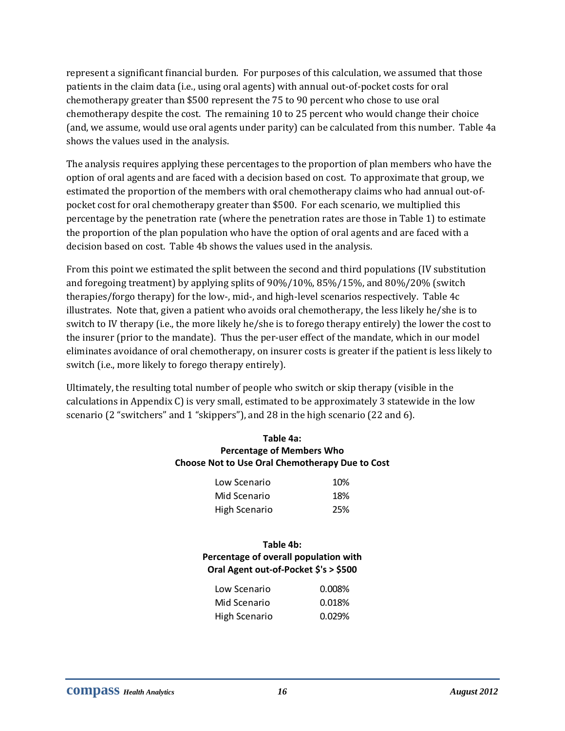represent a significant financial burden. For purposes of this calculation, we assumed that those patients in the claim data (i.e., using oral agents) with annual out-of-pocket costs for oral chemotherapy greater than $500 represent the 75 to 90 percent who chose to use oral chemotherapy despite the cost. The remaining 10 to 25 percent who would change their choice (and, we assume, would use oral agents under parity) can be calculated from this number. Table 4a shows the values used in the analysis.

The analysis requires applying these percentages to the proportion of plan members who have the option of oral agents and are faced with a decision based on cost. To approximate that group, we estimated the proportion of the members with oral chemotherapy claims who had annual out-of-pocket cost for oral chemotherapy greater than $500. For each scenario, we multiplied this percentage by the penetration rate (where the penetration rates are those in Table 1) to estimate the proportion of the plan population who have the option of oral agents and are faced with a decision based on cost. Table 4b shows the values used in the analysis.

From this point we estimated the split between the second and third populations (IV substitution and foregoing treatment) by applying splits of 90%/10%, 85%/15%, and 80%/20% (switch therapies/forgo therapy) for the low-, mid-, and high-level scenarios respectively. Table 4c illustrates. Note that, given a patient who avoids oral chemotherapy, the less likely he/she is to switch to IV therapy (i.e., the more likely he/she is to forego therapy entirely) the lower the cost to the insurer (prior to the mandate). Thus the per-user effect of the mandate, which in our model eliminates avoidance of oral chemotherapy, on insurer costs is greater if the patient is less likely to switch (i.e., more likely to forego therapy entirely).

Ultimately, the resulting total number of people who switch or skip therapy (visible in the calculations in Appendix C) is very small, estimated to be approximately 3 statewide in the low scenario (2 "switchers" and 1 "skippers"), and 28 in the high scenario (22 and 6).

**Table 4a: Percentage of Members Who Choose Not to Use Oral Chemotherapy Due to Cost**

| Scenario | Percentage |
|---|---|
| Low Scenario | 10% |
| Mid Scenario | 18% |
| High Scenario | 25% |

**Table 4b: Percentage of overall population with Oral Agent out-of-Pocket $'s > $500**

| Scenario | Percentage |
|---|---|
| Low Scenario | 0.008% |
| Mid Scenario | 0.018% |
| High Scenario | 0.029% |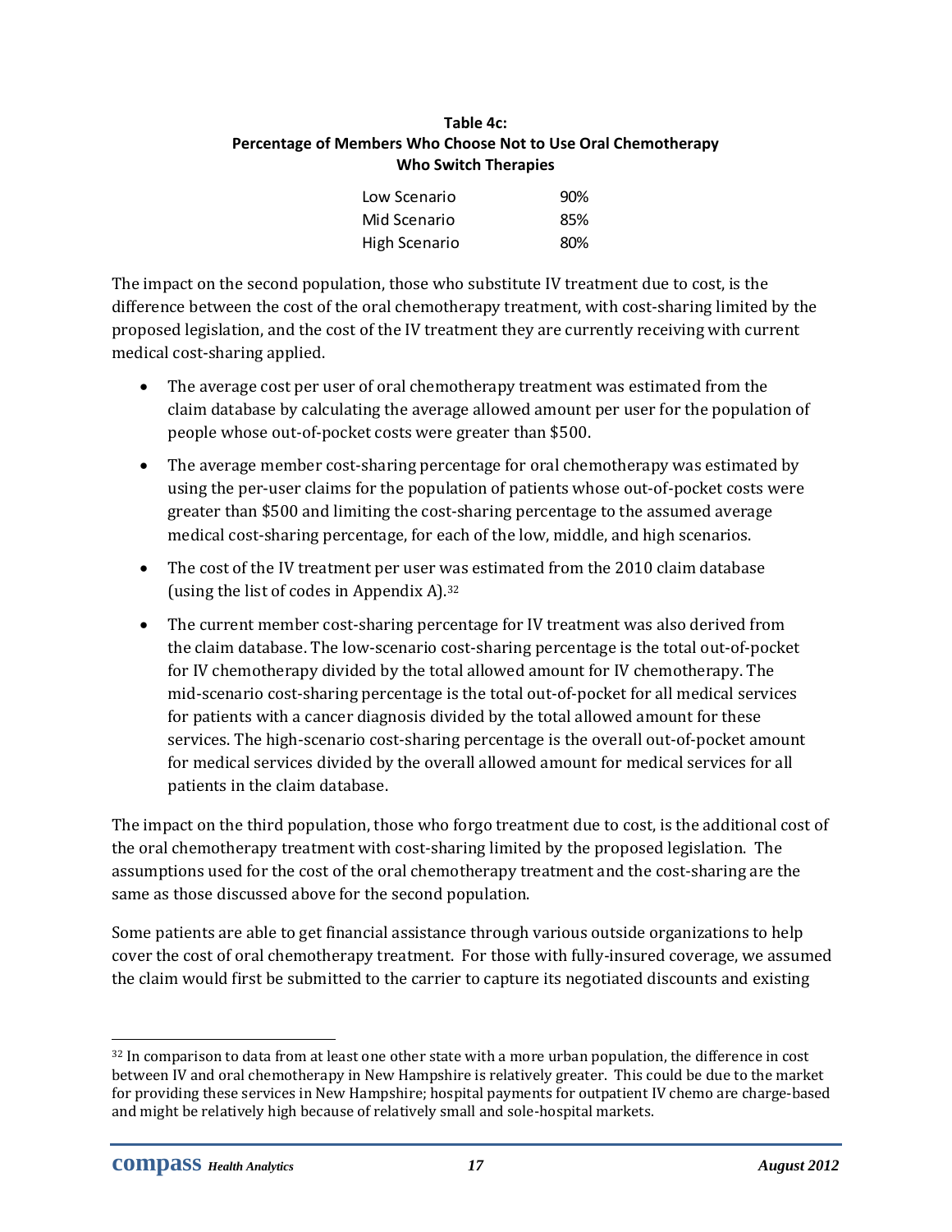**Table 4c:**
**Percentage of Members Who Choose Not to Use Oral Chemotherapy Who Switch Therapies**

| Scenario | Percentage |
|---|---|
| Low Scenario | 90% |
| Mid Scenario | 85% |
| High Scenario | 80% |

The impact on the second population, those who substitute IV treatment due to cost, is the difference between the cost of the oral chemotherapy treatment, with cost-sharing limited by the proposed legislation, and the cost of the IV treatment they are currently receiving with current medical cost-sharing applied.

- The average cost per user of oral chemotherapy treatment was estimated from the claim database by calculating the average allowed amount per user for the population of people whose out-of-pocket costs were greater than $500.
- The average member cost-sharing percentage for oral chemotherapy was estimated by using the per-user claims for the population of patients whose out-of-pocket costs were greater than $500 and limiting the cost-sharing percentage to the assumed average medical cost-sharing percentage, for each of the low, middle, and high scenarios.
- The cost of the IV treatment per user was estimated from the 2010 claim database (using the list of codes in Appendix A).[32]
- The current member cost-sharing percentage for IV treatment was also derived from the claim database. The low-scenario cost-sharing percentage is the total out-of-pocket for IV chemotherapy divided by the total allowed amount for IV chemotherapy. The mid-scenario cost-sharing percentage is the total out-of-pocket for all medical services for patients with a cancer diagnosis divided by the total allowed amount for these services. The high-scenario cost-sharing percentage is the overall out-of-pocket amount for medical services divided by the overall allowed amount for medical services for all patients in the claim database.

The impact on the third population, those who forgo treatment due to cost, is the additional cost of the oral chemotherapy treatment with cost-sharing limited by the proposed legislation. The assumptions used for the cost of the oral chemotherapy treatment and the cost-sharing are the same as those discussed above for the second population.

Some patients are able to get financial assistance through various outside organizations to help cover the cost of oral chemotherapy treatment. For those with fully-insured coverage, we assumed the claim would first be submitted to the carrier to capture its negotiated discounts and existing

---

[32] In comparison to data from at least one other state with a more urban population, the difference in cost between IV and oral chemotherapy in New Hampshire is relatively greater. This could be due to the market for providing these services in New Hampshire; hospital payments for outpatient IV chemo are charge-based and might be relatively high because of relatively small and sole-hospital markets.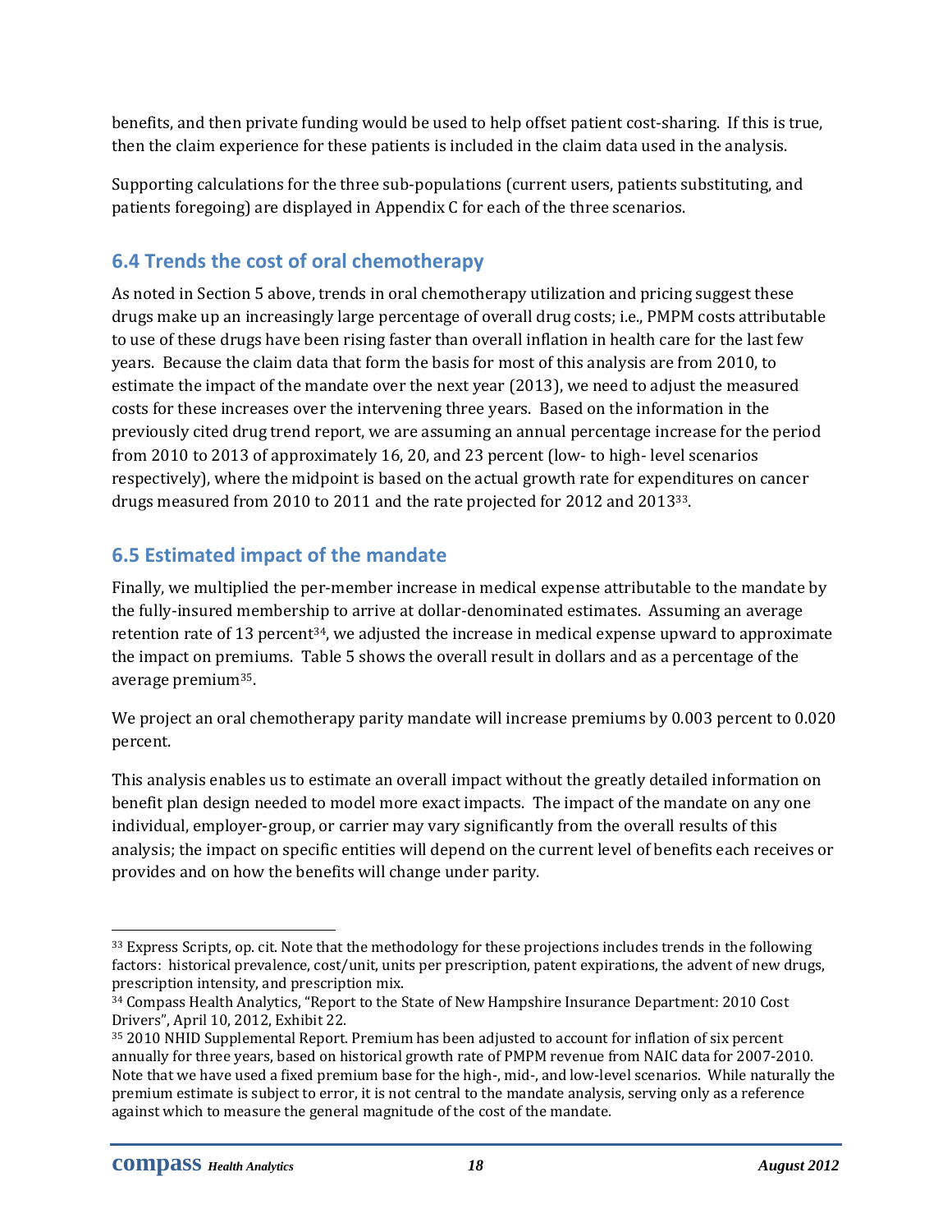benefits, and then private funding would be used to help offset patient cost-sharing. If this is true, then the claim experience for these patients is included in the claim data used in the analysis.

Supporting calculations for the three sub-populations (current users, patients substituting, and patients foregoing) are displayed in Appendix C for each of the three scenarios.

## 6.4 Trends the cost of oral chemotherapy

As noted in Section 5 above, trends in oral chemotherapy utilization and pricing suggest these drugs make up an increasingly large percentage of overall drug costs; i.e., PMPM costs attributable to use of these drugs have been rising faster than overall inflation in health care for the last few years. Because the claim data that form the basis for most of this analysis are from 2010, to estimate the impact of the mandate over the next year (2013), we need to adjust the measured costs for these increases over the intervening three years. Based on the information in the previously cited drug trend report, we are assuming an annual percentage increase for the period from 2010 to 2013 of approximately 16, 20, and 23 percent (low- to high- level scenarios respectively), where the midpoint is based on the actual growth rate for expenditures on cancer drugs measured from 2010 to 2011 and the rate projected for 2012 and 2013[33].

## 6.5 Estimated impact of the mandate

Finally, we multiplied the per-member increase in medical expense attributable to the mandate by the fully-insured membership to arrive at dollar-denominated estimates. Assuming an average retention rate of 13 percent[34], we adjusted the increase in medical expense upward to approximate the impact on premiums. Table 5 shows the overall result in dollars and as a percentage of the average premium[35].

We project an oral chemotherapy parity mandate will increase premiums by 0.003 percent to 0.020 percent.

This analysis enables us to estimate an overall impact without the greatly detailed information on benefit plan design needed to model more exact impacts. The impact of the mandate on any one individual, employer-group, or carrier may vary significantly from the overall results of this analysis; the impact on specific entities will depend on the current level of benefits each receives or provides and on how the benefits will change under parity.

---

[33] Express Scripts, op. cit. Note that the methodology for these projections includes trends in the following factors: historical prevalence, cost/unit, units per prescription, patent expirations, the advent of new drugs, prescription intensity, and prescription mix.

[34] Compass Health Analytics, "Report to the State of New Hampshire Insurance Department: 2010 Cost Drivers", April 10, 2012, Exhibit 22.

[35] 2010 NHID Supplemental Report. Premium has been adjusted to account for inflation of six percent annually for three years, based on historical growth rate of PMPM revenue from NAIC data for 2007-2010. Note that we have used a fixed premium base for the high-, mid-, and low-level scenarios. While naturally the premium estimate is subject to error, it is not central to the mandate analysis, serving only as a reference against which to measure the general magnitude of the cost of the mandate.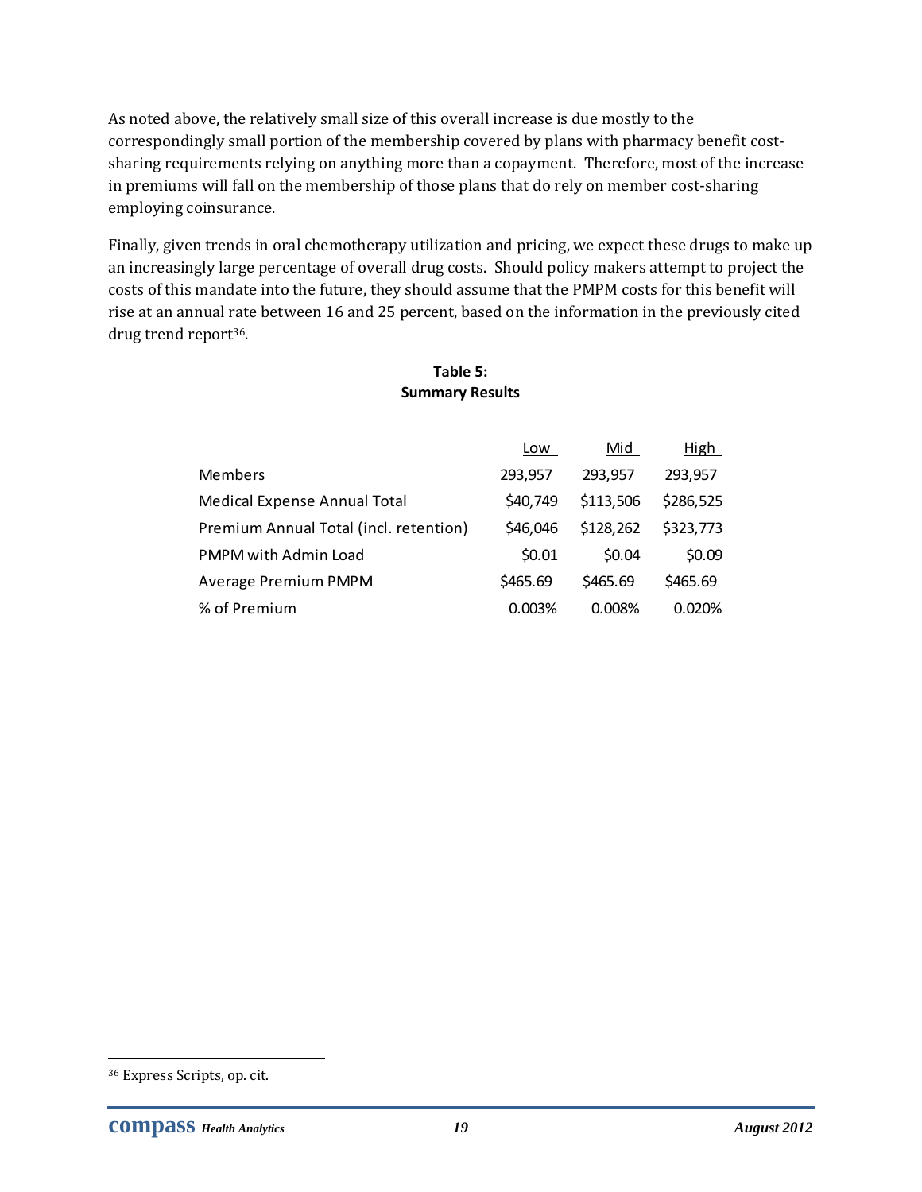As noted above, the relatively small size of this overall increase is due mostly to the correspondingly small portion of the membership covered by plans with pharmacy benefit cost-sharing requirements relying on anything more than a copayment. Therefore, most of the increase in premiums will fall on the membership of those plans that do rely on member cost-sharing employing coinsurance.

Finally, given trends in oral chemotherapy utilization and pricing, we expect these drugs to make up an increasingly large percentage of overall drug costs. Should policy makers attempt to project the costs of this mandate into the future, they should assume that the PMPM costs for this benefit will rise at an annual rate between 16 and 25 percent, based on the information in the previously cited drug trend report[36].

**Table 5:**
**Summary Results**

| | Low | Mid | High |
|---|---|---|---|
| Members | 293,957 | 293,957 | 293,957 |
| Medical Expense Annual Total | $40,749 | $113,506 | $286,525 |
| Premium Annual Total (incl. retention) | $46,046 | $128,262 | $323,773 |
| PMPM with Admin Load | $0.01 | $0.04 | $0.09 |
| Average Premium PMPM | $465.69 | $465.69 | $465.69 |
| % of Premium | 0.003% | 0.008% | 0.020% |

[36] Express Scripts, op. cit.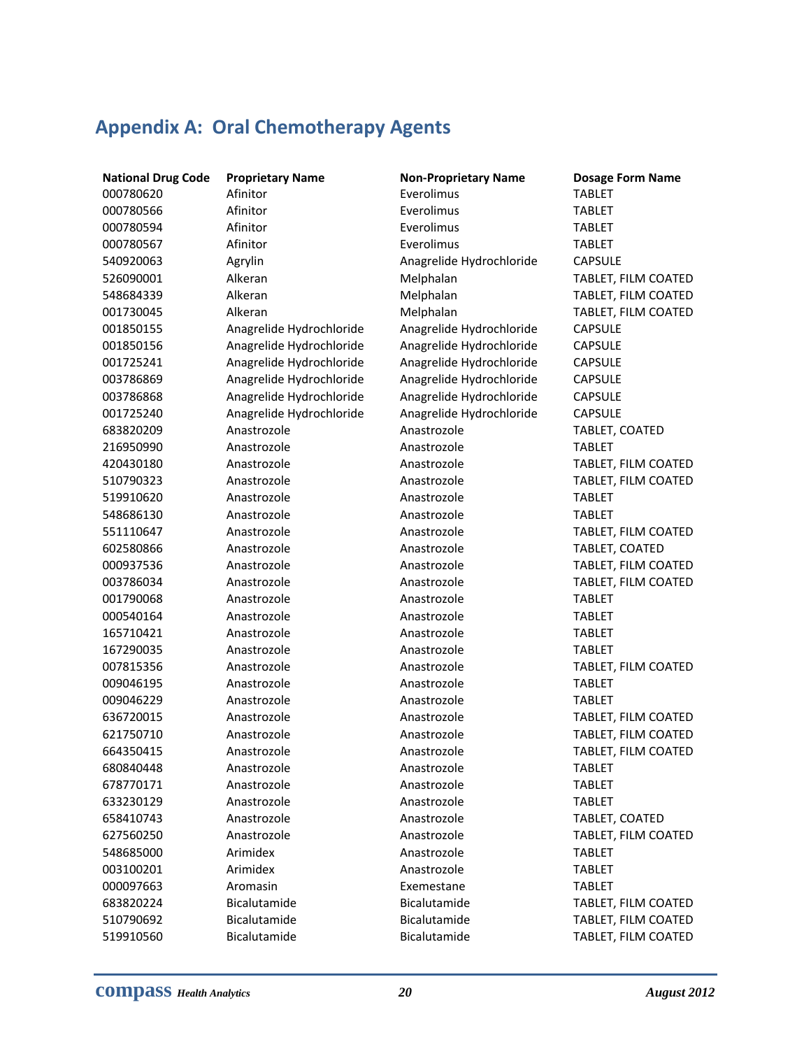## Appendix A: Oral Chemotherapy Agents

| National Drug Code | Proprietary Name | Non-Proprietary Name | Dosage Form Name |
|---|---|---|---|
| 000780620 | Afinitor | Everolimus | TABLET |
| 000780566 | Afinitor | Everolimus | TABLET |
| 000780594 | Afinitor | Everolimus | TABLET |
| 000780567 | Afinitor | Everolimus | TABLET |
| 540920063 | Agrylin | Anagrelide Hydrochloride | CAPSULE |
| 526090001 | Alkeran | Melphalan | TABLET, FILM COATED |
| 548684339 | Alkeran | Melphalan | TABLET, FILM COATED |
| 001730045 | Alkeran | Melphalan | TABLET, FILM COATED |
| 001850155 | Anagrelide Hydrochloride | Anagrelide Hydrochloride | CAPSULE |
| 001850156 | Anagrelide Hydrochloride | Anagrelide Hydrochloride | CAPSULE |
| 001725241 | Anagrelide Hydrochloride | Anagrelide Hydrochloride | CAPSULE |
| 003786869 | Anagrelide Hydrochloride | Anagrelide Hydrochloride | CAPSULE |
| 003786868 | Anagrelide Hydrochloride | Anagrelide Hydrochloride | CAPSULE |
| 001725240 | Anagrelide Hydrochloride | Anagrelide Hydrochloride | CAPSULE |
| 683820209 | Anastrozole | Anastrozole | TABLET, COATED |
| 216950990 | Anastrozole | Anastrozole | TABLET |
| 420430180 | Anastrozole | Anastrozole | TABLET, FILM COATED |
| 510790323 | Anastrozole | Anastrozole | TABLET, FILM COATED |
| 519910620 | Anastrozole | Anastrozole | TABLET |
| 548686130 | Anastrozole | Anastrozole | TABLET |
| 551110647 | Anastrozole | Anastrozole | TABLET, FILM COATED |
| 602580866 | Anastrozole | Anastrozole | TABLET, COATED |
| 000937536 | Anastrozole | Anastrozole | TABLET, FILM COATED |
| 003786034 | Anastrozole | Anastrozole | TABLET, FILM COATED |
| 001790068 | Anastrozole | Anastrozole | TABLET |
| 000540164 | Anastrozole | Anastrozole | TABLET |
| 165710421 | Anastrozole | Anastrozole | TABLET |
| 167290035 | Anastrozole | Anastrozole | TABLET |
| 007815356 | Anastrozole | Anastrozole | TABLET, FILM COATED |
| 009046195 | Anastrozole | Anastrozole | TABLET |
| 009046229 | Anastrozole | Anastrozole | TABLET |
| 636720015 | Anastrozole | Anastrozole | TABLET, FILM COATED |
| 621750710 | Anastrozole | Anastrozole | TABLET, FILM COATED |
| 664350415 | Anastrozole | Anastrozole | TABLET, FILM COATED |
| 680840448 | Anastrozole | Anastrozole | TABLET |
| 678770171 | Anastrozole | Anastrozole | TABLET |
| 633230129 | Anastrozole | Anastrozole | TABLET |
| 658410743 | Anastrozole | Anastrozole | TABLET, COATED |
| 627560250 | Anastrozole | Anastrozole | TABLET, FILM COATED |
| 548685000 | Arimidex | Anastrozole | TABLET |
| 003100201 | Arimidex | Anastrozole | TABLET |
| 000097663 | Aromasin | Exemestane | TABLET |
| 683820224 | Bicalutamide | Bicalutamide | TABLET, FILM COATED |
| 510790692 | Bicalutamide | Bicalutamide | TABLET, FILM COATED |
| 519910560 | Bicalutamide | Bicalutamide | TABLET, FILM COATED |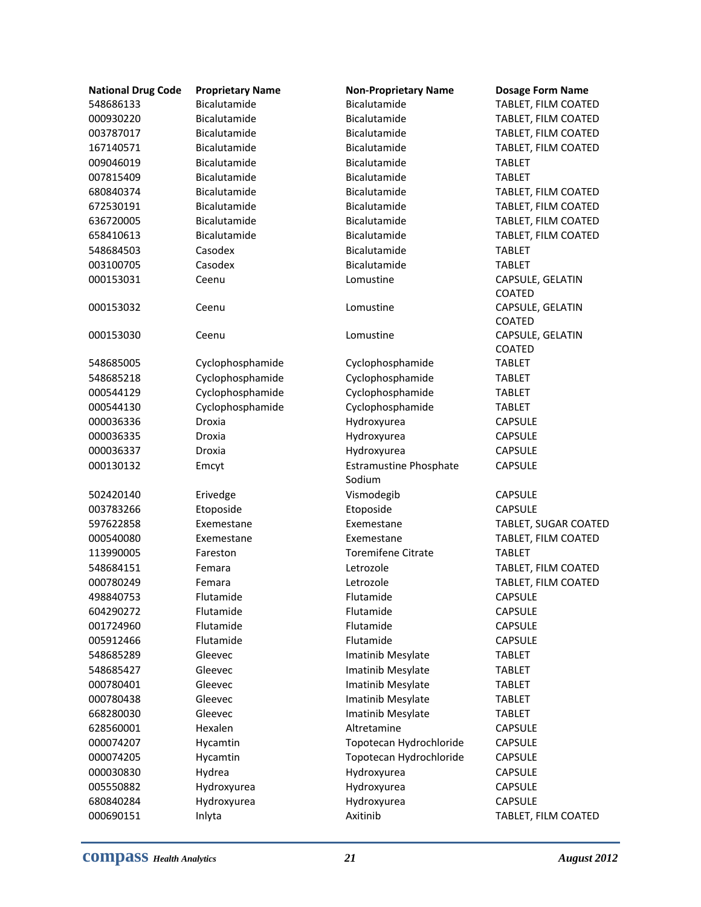| National Drug Code | Proprietary Name | Non-Proprietary Name | Dosage Form Name |
| --- | --- | --- | --- |
| 548686133 | Bicalutamide | Bicalutamide | TABLET, FILM COATED |
| 000930220 | Bicalutamide | Bicalutamide | TABLET, FILM COATED |
| 003787017 | Bicalutamide | Bicalutamide | TABLET, FILM COATED |
| 167140571 | Bicalutamide | Bicalutamide | TABLET, FILM COATED |
| 009046019 | Bicalutamide | Bicalutamide | TABLET |
| 007815409 | Bicalutamide | Bicalutamide | TABLET |
| 680840374 | Bicalutamide | Bicalutamide | TABLET, FILM COATED |
| 672530191 | Bicalutamide | Bicalutamide | TABLET, FILM COATED |
| 636720005 | Bicalutamide | Bicalutamide | TABLET, FILM COATED |
| 658410613 | Bicalutamide | Bicalutamide | TABLET, FILM COATED |
| 548684503 | Casodex | Bicalutamide | TABLET |
| 003100705 | Casodex | Bicalutamide | TABLET |
| 000153031 | Ceenu | Lomustine | CAPSULE, GELATIN COATED |
| 000153032 | Ceenu | Lomustine | CAPSULE, GELATIN COATED |
| 000153030 | Ceenu | Lomustine | CAPSULE, GELATIN COATED |
| 548685005 | Cyclophosphamide | Cyclophosphamide | TABLET |
| 548685218 | Cyclophosphamide | Cyclophosphamide | TABLET |
| 000544129 | Cyclophosphamide | Cyclophosphamide | TABLET |
| 000544130 | Cyclophosphamide | Cyclophosphamide | TABLET |
| 000036336 | Droxia | Hydroxyurea | CAPSULE |
| 000036335 | Droxia | Hydroxyurea | CAPSULE |
| 000036337 | Droxia | Hydroxyurea | CAPSULE |
| 000130132 | Emcyt | Estramustine Phosphate Sodium | CAPSULE |
| 502420140 | Erivedge | Vismodegib | CAPSULE |
| 003783266 | Etoposide | Etoposide | CAPSULE |
| 597622858 | Exemestane | Exemestane | TABLET, SUGAR COATED |
| 000540080 | Exemestane | Exemestane | TABLET, FILM COATED |
| 113990005 | Fareston | Toremifene Citrate | TABLET |
| 548684151 | Femara | Letrozole | TABLET, FILM COATED |
| 000780249 | Femara | Letrozole | TABLET, FILM COATED |
| 498840753 | Flutamide | Flutamide | CAPSULE |
| 604290272 | Flutamide | Flutamide | CAPSULE |
| 001724960 | Flutamide | Flutamide | CAPSULE |
| 005912466 | Flutamide | Flutamide | CAPSULE |
| 548685289 | Gleevec | Imatinib Mesylate | TABLET |
| 548685427 | Gleevec | Imatinib Mesylate | TABLET |
| 000780401 | Gleevec | Imatinib Mesylate | TABLET |
| 000780438 | Gleevec | Imatinib Mesylate | TABLET |
| 668280030 | Gleevec | Imatinib Mesylate | TABLET |
| 628560001 | Hexalen | Altretamine | CAPSULE |
| 000074207 | Hycamtin | Topotecan Hydrochloride | CAPSULE |
| 000074205 | Hycamtin | Topotecan Hydrochloride | CAPSULE |
| 000030830 | Hydrea | Hydroxyurea | CAPSULE |
| 005550882 | Hydroxyurea | Hydroxyurea | CAPSULE |
| 680840284 | Hydroxyurea | Hydroxyurea | CAPSULE |
| 000690151 | Inlyta | Axitinib | TABLET, FILM COATED |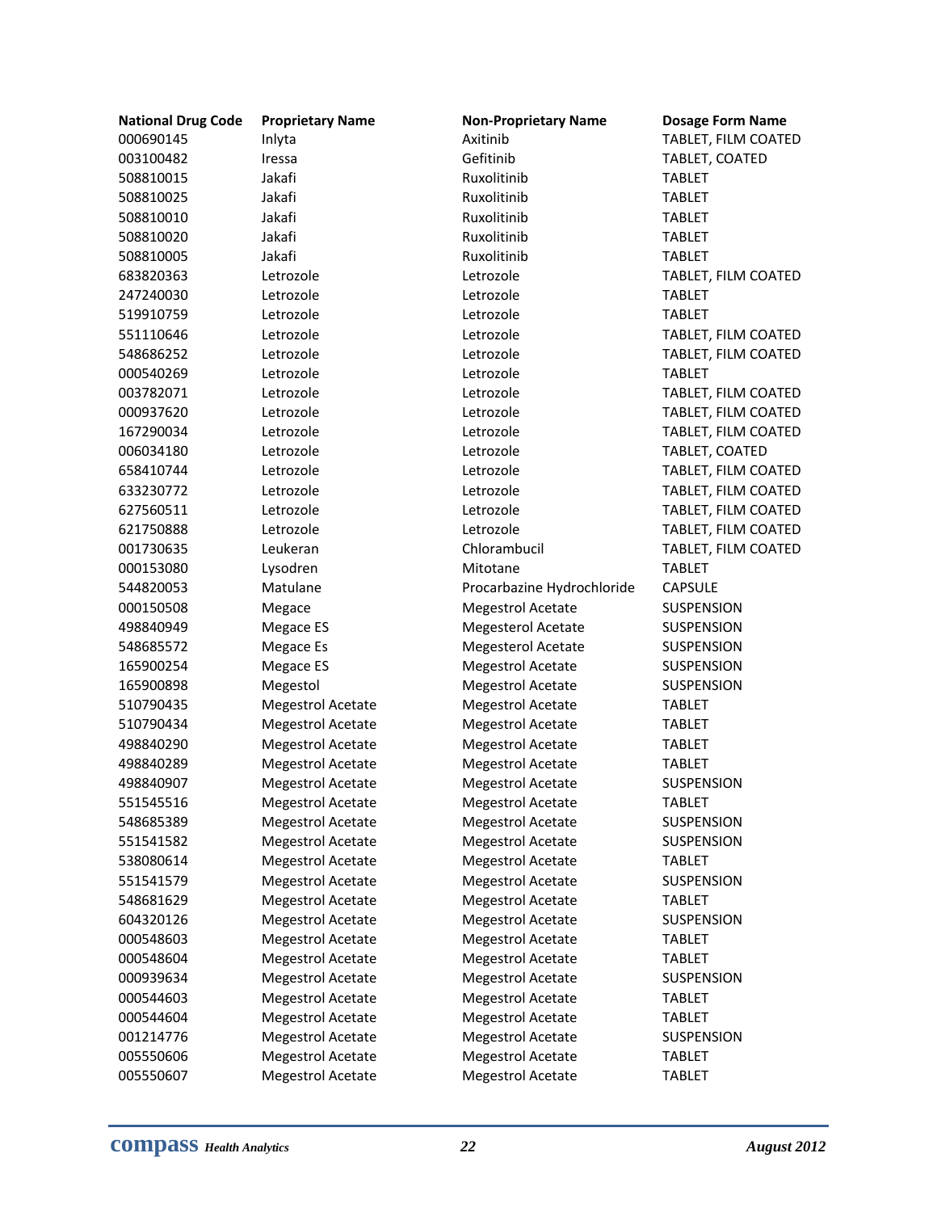| National Drug Code | Proprietary Name | Non-Proprietary Name | Dosage Form Name |
|---|---|---|---|
| 000690145 | Inlyta | Axitinib | TABLET, FILM COATED |
| 003100482 | Iressa | Gefitinib | TABLET, COATED |
| 508810015 | Jakafi | Ruxolitinib | TABLET |
| 508810025 | Jakafi | Ruxolitinib | TABLET |
| 508810010 | Jakafi | Ruxolitinib | TABLET |
| 508810020 | Jakafi | Ruxolitinib | TABLET |
| 508810005 | Jakafi | Ruxolitinib | TABLET |
| 683820363 | Letrozole | Letrozole | TABLET, FILM COATED |
| 247240030 | Letrozole | Letrozole | TABLET |
| 519910759 | Letrozole | Letrozole | TABLET |
| 551110646 | Letrozole | Letrozole | TABLET, FILM COATED |
| 548686252 | Letrozole | Letrozole | TABLET, FILM COATED |
| 000540269 | Letrozole | Letrozole | TABLET |
| 003782071 | Letrozole | Letrozole | TABLET, FILM COATED |
| 000937620 | Letrozole | Letrozole | TABLET, FILM COATED |
| 167290034 | Letrozole | Letrozole | TABLET, FILM COATED |
| 006034180 | Letrozole | Letrozole | TABLET, COATED |
| 658410744 | Letrozole | Letrozole | TABLET, FILM COATED |
| 633230772 | Letrozole | Letrozole | TABLET, FILM COATED |
| 627560511 | Letrozole | Letrozole | TABLET, FILM COATED |
| 621750888 | Letrozole | Letrozole | TABLET, FILM COATED |
| 001730635 | Leukeran | Chlorambucil | TABLET, FILM COATED |
| 000153080 | Lysodren | Mitotane | TABLET |
| 544820053 | Matulane | Procarbazine Hydrochloride | CAPSULE |
| 000150508 | Megace | Megestrol Acetate | SUSPENSION |
| 498840949 | Megace ES | Megesterol Acetate | SUSPENSION |
| 548685572 | Megace Es | Megesterol Acetate | SUSPENSION |
| 165900254 | Megace ES | Megestrol Acetate | SUSPENSION |
| 165900898 | Megestol | Megestrol Acetate | SUSPENSION |
| 510790435 | Megestrol Acetate | Megestrol Acetate | TABLET |
| 510790434 | Megestrol Acetate | Megestrol Acetate | TABLET |
| 498840290 | Megestrol Acetate | Megestrol Acetate | TABLET |
| 498840289 | Megestrol Acetate | Megestrol Acetate | TABLET |
| 498840907 | Megestrol Acetate | Megestrol Acetate | SUSPENSION |
| 551545516 | Megestrol Acetate | Megestrol Acetate | TABLET |
| 548685389 | Megestrol Acetate | Megestrol Acetate | SUSPENSION |
| 551541582 | Megestrol Acetate | Megestrol Acetate | SUSPENSION |
| 538080614 | Megestrol Acetate | Megestrol Acetate | TABLET |
| 551541579 | Megestrol Acetate | Megestrol Acetate | SUSPENSION |
| 548681629 | Megestrol Acetate | Megestrol Acetate | TABLET |
| 604320126 | Megestrol Acetate | Megestrol Acetate | SUSPENSION |
| 000548603 | Megestrol Acetate | Megestrol Acetate | TABLET |
| 000548604 | Megestrol Acetate | Megestrol Acetate | TABLET |
| 000939634 | Megestrol Acetate | Megestrol Acetate | SUSPENSION |
| 000544603 | Megestrol Acetate | Megestrol Acetate | TABLET |
| 000544604 | Megestrol Acetate | Megestrol Acetate | TABLET |
| 001214776 | Megestrol Acetate | Megestrol Acetate | SUSPENSION |
| 005550606 | Megestrol Acetate | Megestrol Acetate | TABLET |
| 005550607 | Megestrol Acetate | Megestrol Acetate | TABLET |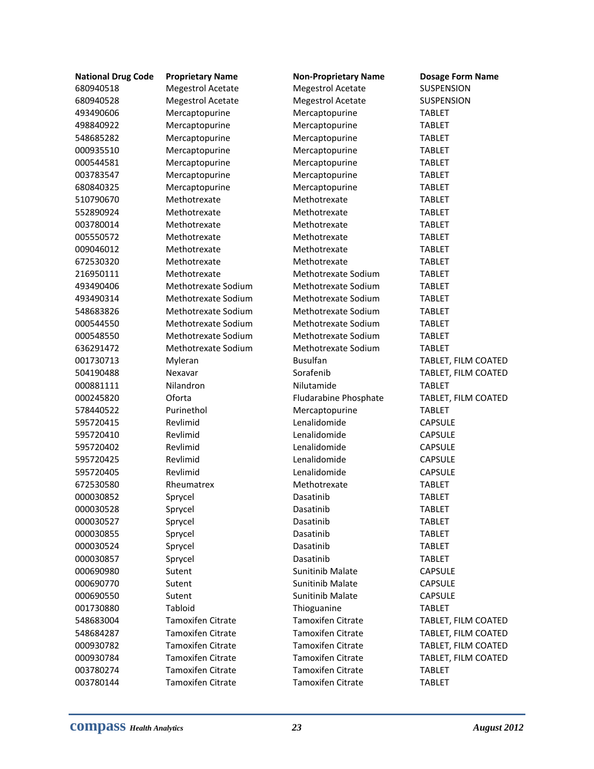| National Drug Code | Proprietary Name | Non-Proprietary Name | Dosage Form Name |
|---|---|---|---|
| 680940518 | Megestrol Acetate | Megestrol Acetate | SUSPENSION |
| 680940528 | Megestrol Acetate | Megestrol Acetate | SUSPENSION |
| 493490606 | Mercaptopurine | Mercaptopurine | TABLET |
| 498840922 | Mercaptopurine | Mercaptopurine | TABLET |
| 548685282 | Mercaptopurine | Mercaptopurine | TABLET |
| 000935510 | Mercaptopurine | Mercaptopurine | TABLET |
| 000544581 | Mercaptopurine | Mercaptopurine | TABLET |
| 003783547 | Mercaptopurine | Mercaptopurine | TABLET |
| 680840325 | Mercaptopurine | Mercaptopurine | TABLET |
| 510790670 | Methotrexate | Methotrexate | TABLET |
| 552890924 | Methotrexate | Methotrexate | TABLET |
| 003780014 | Methotrexate | Methotrexate | TABLET |
| 005550572 | Methotrexate | Methotrexate | TABLET |
| 009046012 | Methotrexate | Methotrexate | TABLET |
| 672530320 | Methotrexate | Methotrexate | TABLET |
| 216950111 | Methotrexate | Methotrexate Sodium | TABLET |
| 493490406 | Methotrexate Sodium | Methotrexate Sodium | TABLET |
| 493490314 | Methotrexate Sodium | Methotrexate Sodium | TABLET |
| 548683826 | Methotrexate Sodium | Methotrexate Sodium | TABLET |
| 000544550 | Methotrexate Sodium | Methotrexate Sodium | TABLET |
| 000548550 | Methotrexate Sodium | Methotrexate Sodium | TABLET |
| 636291472 | Methotrexate Sodium | Methotrexate Sodium | TABLET |
| 001730713 | Myleran | Busulfan | TABLET, FILM COATED |
| 504190488 | Nexavar | Sorafenib | TABLET, FILM COATED |
| 000881111 | Nilandron | Nilutamide | TABLET |
| 000245820 | Oforta | Fludarabine Phosphate | TABLET, FILM COATED |
| 578440522 | Purinethol | Mercaptopurine | TABLET |
| 595720415 | Revlimid | Lenalidomide | CAPSULE |
| 595720410 | Revlimid | Lenalidomide | CAPSULE |
| 595720402 | Revlimid | Lenalidomide | CAPSULE |
| 595720425 | Revlimid | Lenalidomide | CAPSULE |
| 595720405 | Revlimid | Lenalidomide | CAPSULE |
| 672530580 | Rheumatrex | Methotrexate | TABLET |
| 000030852 | Sprycel | Dasatinib | TABLET |
| 000030528 | Sprycel | Dasatinib | TABLET |
| 000030527 | Sprycel | Dasatinib | TABLET |
| 000030855 | Sprycel | Dasatinib | TABLET |
| 000030524 | Sprycel | Dasatinib | TABLET |
| 000030857 | Sprycel | Dasatinib | TABLET |
| 000690980 | Sutent | Sunitinib Malate | CAPSULE |
| 000690770 | Sutent | Sunitinib Malate | CAPSULE |
| 000690550 | Sutent | Sunitinib Malate | CAPSULE |
| 001730880 | Tabloid | Thioguanine | TABLET |
| 548683004 | Tamoxifen Citrate | Tamoxifen Citrate | TABLET, FILM COATED |
| 548684287 | Tamoxifen Citrate | Tamoxifen Citrate | TABLET, FILM COATED |
| 000930782 | Tamoxifen Citrate | Tamoxifen Citrate | TABLET, FILM COATED |
| 000930784 | Tamoxifen Citrate | Tamoxifen Citrate | TABLET, FILM COATED |
| 003780274 | Tamoxifen Citrate | Tamoxifen Citrate | TABLET |
| 003780144 | Tamoxifen Citrate | Tamoxifen Citrate | TABLET |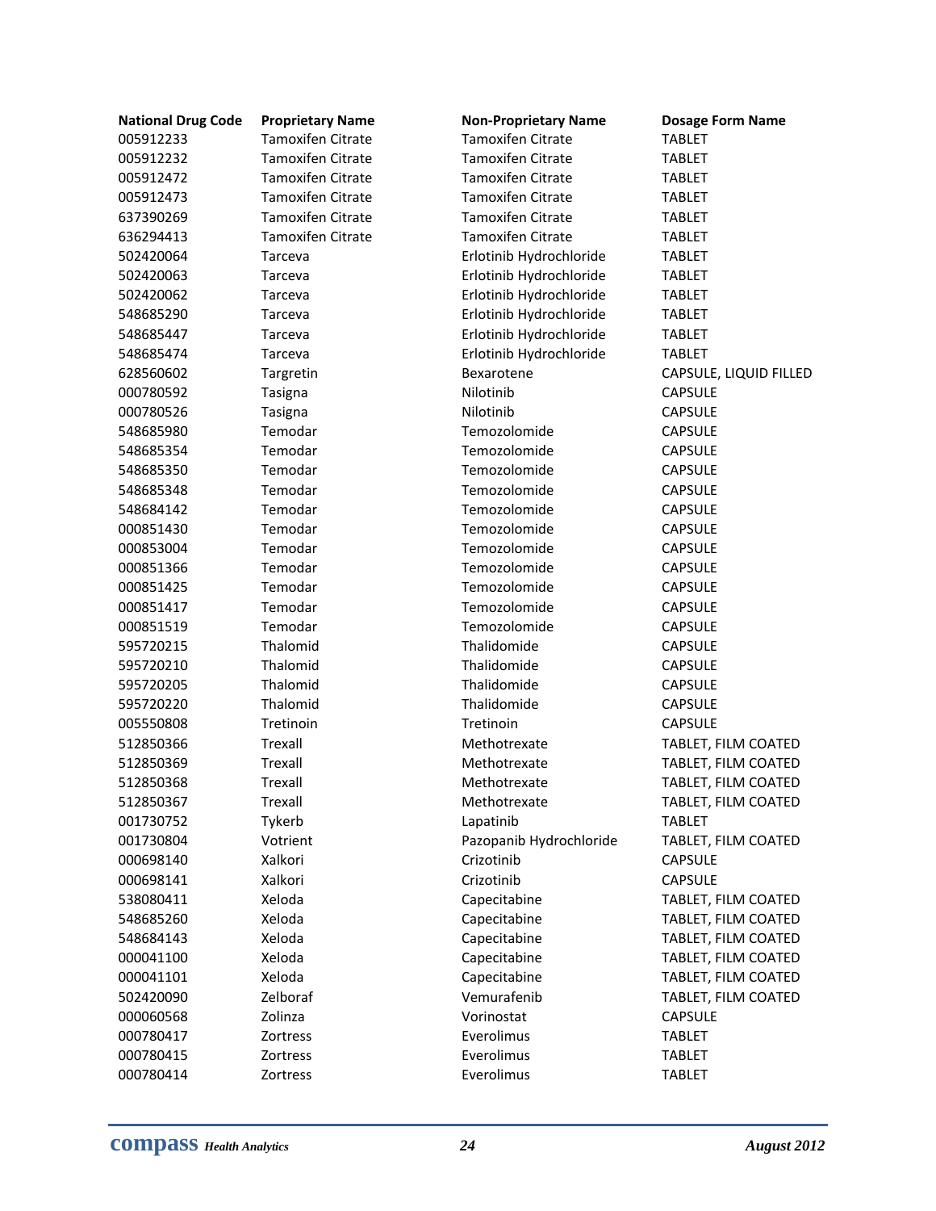| National Drug Code | Proprietary Name | Non-Proprietary Name | Dosage Form Name |
|---|---|---|---|
| 005912233 | Tamoxifen Citrate | Tamoxifen Citrate | TABLET |
| 005912232 | Tamoxifen Citrate | Tamoxifen Citrate | TABLET |
| 005912472 | Tamoxifen Citrate | Tamoxifen Citrate | TABLET |
| 005912473 | Tamoxifen Citrate | Tamoxifen Citrate | TABLET |
| 637390269 | Tamoxifen Citrate | Tamoxifen Citrate | TABLET |
| 636294413 | Tamoxifen Citrate | Tamoxifen Citrate | TABLET |
| 502420064 | Tarceva | Erlotinib Hydrochloride | TABLET |
| 502420063 | Tarceva | Erlotinib Hydrochloride | TABLET |
| 502420062 | Tarceva | Erlotinib Hydrochloride | TABLET |
| 548685290 | Tarceva | Erlotinib Hydrochloride | TABLET |
| 548685447 | Tarceva | Erlotinib Hydrochloride | TABLET |
| 548685474 | Tarceva | Erlotinib Hydrochloride | TABLET |
| 628560602 | Targretin | Bexarotene | CAPSULE, LIQUID FILLED |
| 000780592 | Tasigna | Nilotinib | CAPSULE |
| 000780526 | Tasigna | Nilotinib | CAPSULE |
| 548685980 | Temodar | Temozolomide | CAPSULE |
| 548685354 | Temodar | Temozolomide | CAPSULE |
| 548685350 | Temodar | Temozolomide | CAPSULE |
| 548685348 | Temodar | Temozolomide | CAPSULE |
| 548684142 | Temodar | Temozolomide | CAPSULE |
| 000851430 | Temodar | Temozolomide | CAPSULE |
| 000853004 | Temodar | Temozolomide | CAPSULE |
| 000851366 | Temodar | Temozolomide | CAPSULE |
| 000851425 | Temodar | Temozolomide | CAPSULE |
| 000851417 | Temodar | Temozolomide | CAPSULE |
| 000851519 | Temodar | Temozolomide | CAPSULE |
| 595720215 | Thalomid | Thalidomide | CAPSULE |
| 595720210 | Thalomid | Thalidomide | CAPSULE |
| 595720205 | Thalomid | Thalidomide | CAPSULE |
| 595720220 | Thalomid | Thalidomide | CAPSULE |
| 005550808 | Tretinoin | Tretinoin | CAPSULE |
| 512850366 | Trexall | Methotrexate | TABLET, FILM COATED |
| 512850369 | Trexall | Methotrexate | TABLET, FILM COATED |
| 512850368 | Trexall | Methotrexate | TABLET, FILM COATED |
| 512850367 | Trexall | Methotrexate | TABLET, FILM COATED |
| 001730752 | Tykerb | Lapatinib | TABLET |
| 001730804 | Votrient | Pazopanib Hydrochloride | TABLET, FILM COATED |
| 000698140 | Xalkori | Crizotinib | CAPSULE |
| 000698141 | Xalkori | Crizotinib | CAPSULE |
| 538080411 | Xeloda | Capecitabine | TABLET, FILM COATED |
| 548685260 | Xeloda | Capecitabine | TABLET, FILM COATED |
| 548684143 | Xeloda | Capecitabine | TABLET, FILM COATED |
| 000041100 | Xeloda | Capecitabine | TABLET, FILM COATED |
| 000041101 | Xeloda | Capecitabine | TABLET, FILM COATED |
| 502420090 | Zelboraf | Vemurafenib | TABLET, FILM COATED |
| 000060568 | Zolinza | Vorinostat | CAPSULE |
| 000780417 | Zortress | Everolimus | TABLET |
| 000780415 | Zortress | Everolimus | TABLET |
| 000780414 | Zortress | Everolimus | TABLET |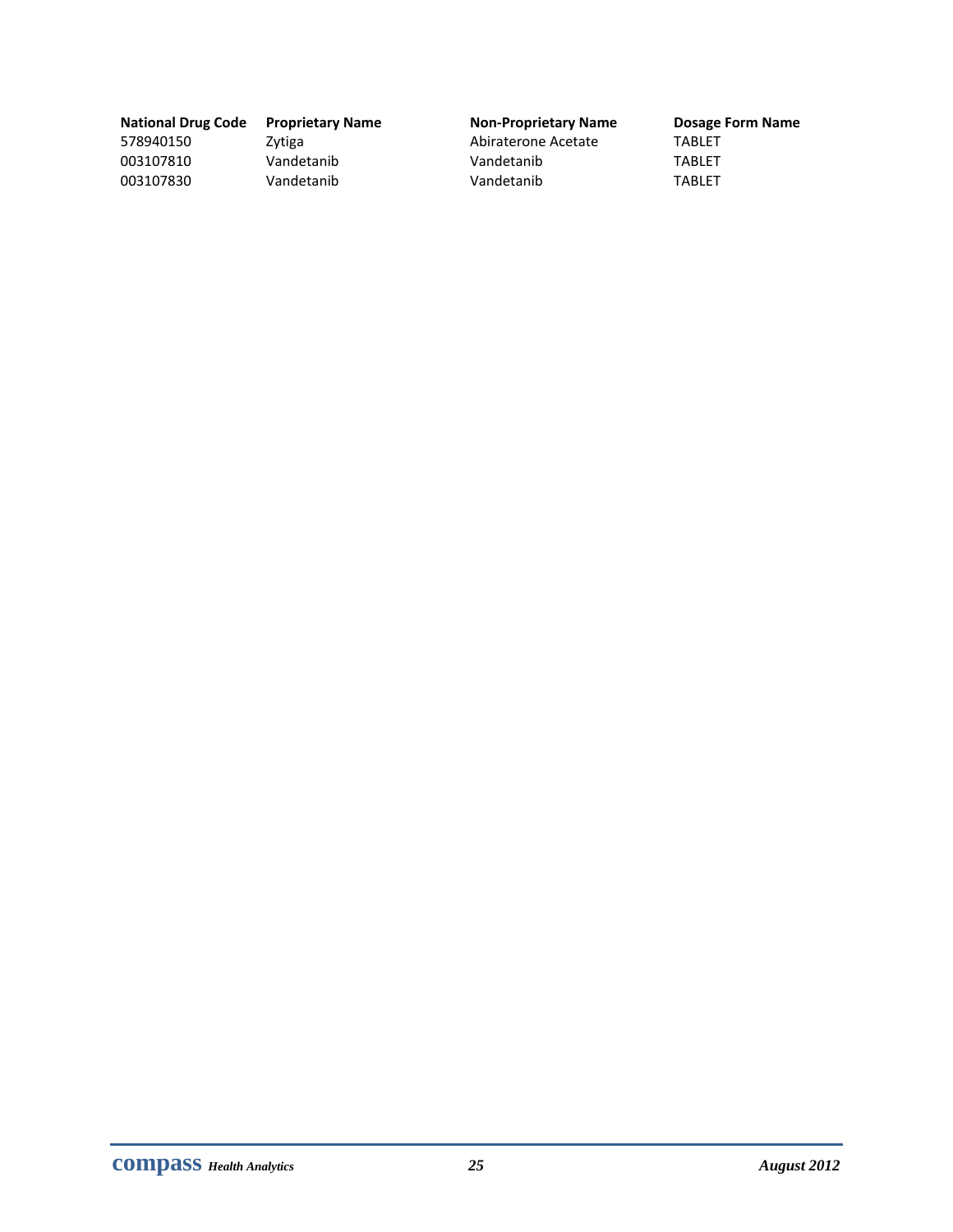| National Drug Code | Proprietary Name | Non-Proprietary Name | Dosage Form Name |
|---|---|---|---|
| 578940150 | Zytiga | Abiraterone Acetate | TABLET |
| 003107810 | Vandetanib | Vandetanib | TABLET |
| 003107830 | Vandetanib | Vandetanib | TABLET |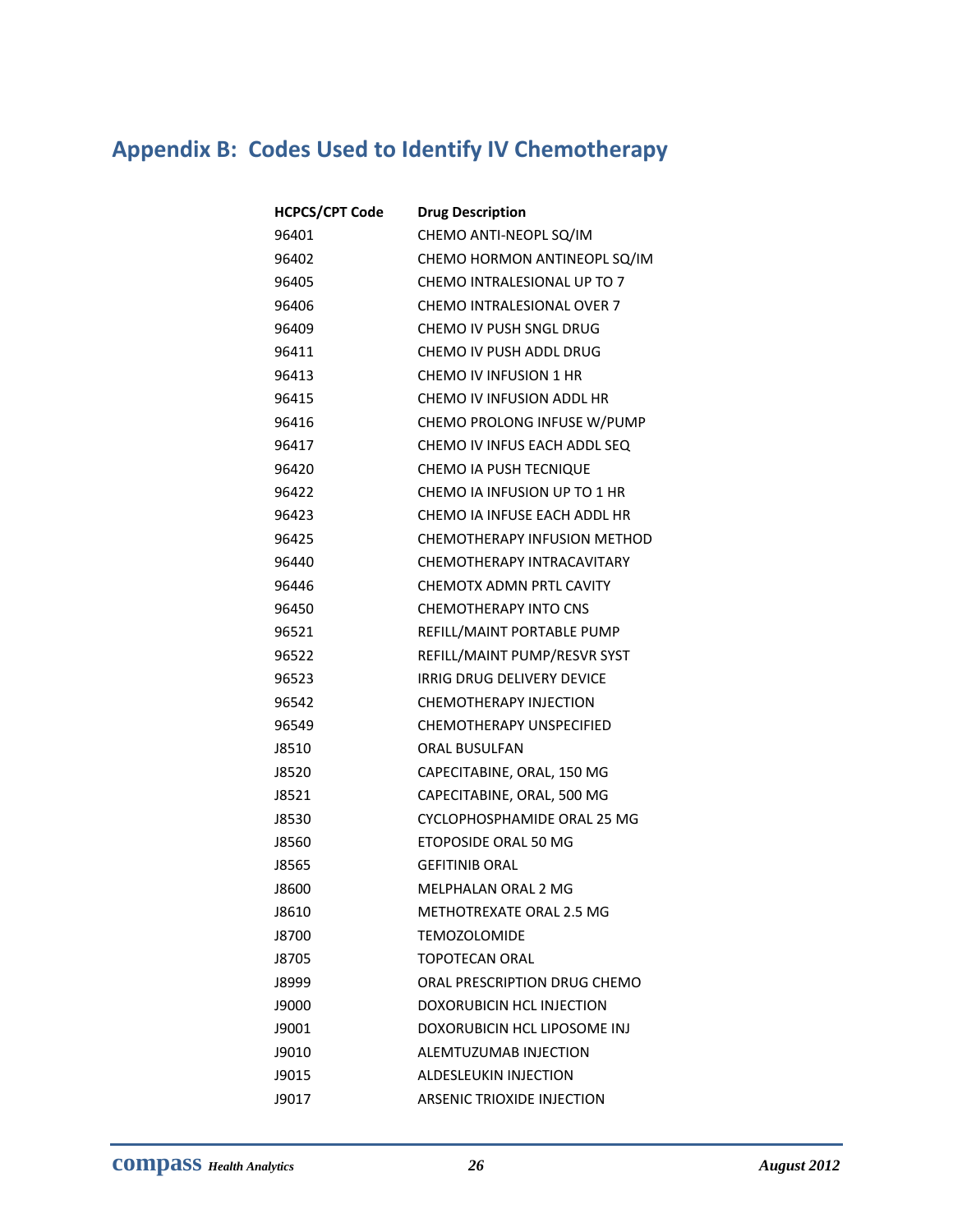## Appendix B: Codes Used to Identify IV Chemotherapy

| HCPCS/CPT Code | Drug Description |
|---|---|
| 96401 | CHEMO ANTI-NEOPL SQ/IM |
| 96402 | CHEMO HORMON ANTINEOPL SQ/IM |
| 96405 | CHEMO INTRALESIONAL UP TO 7 |
| 96406 | CHEMO INTRALESIONAL OVER 7 |
| 96409 | CHEMO IV PUSH SNGL DRUG |
| 96411 | CHEMO IV PUSH ADDL DRUG |
| 96413 | CHEMO IV INFUSION 1 HR |
| 96415 | CHEMO IV INFUSION ADDL HR |
| 96416 | CHEMO PROLONG INFUSE W/PUMP |
| 96417 | CHEMO IV INFUS EACH ADDL SEQ |
| 96420 | CHEMO IA PUSH TECNIQUE |
| 96422 | CHEMO IA INFUSION UP TO 1 HR |
| 96423 | CHEMO IA INFUSE EACH ADDL HR |
| 96425 | CHEMOTHERAPY INFUSION METHOD |
| 96440 | CHEMOTHERAPY INTRACAVITARY |
| 96446 | CHEMOTX ADMN PRTL CAVITY |
| 96450 | CHEMOTHERAPY INTO CNS |
| 96521 | REFILL/MAINT PORTABLE PUMP |
| 96522 | REFILL/MAINT PUMP/RESVR SYST |
| 96523 | IRRIG DRUG DELIVERY DEVICE |
| 96542 | CHEMOTHERAPY INJECTION |
| 96549 | CHEMOTHERAPY UNSPECIFIED |
| J8510 | ORAL BUSULFAN |
| J8520 | CAPECITABINE, ORAL, 150 MG |
| J8521 | CAPECITABINE, ORAL, 500 MG |
| J8530 | CYCLOPHOSPHAMIDE ORAL 25 MG |
| J8560 | ETOPOSIDE ORAL 50 MG |
| J8565 | GEFITINIB ORAL |
| J8600 | MELPHALAN ORAL 2 MG |
| J8610 | METHOTREXATE ORAL 2.5 MG |
| J8700 | TEMOZOLOMIDE |
| J8705 | TOPOTECAN ORAL |
| J8999 | ORAL PRESCRIPTION DRUG CHEMO |
| J9000 | DOXORUBICIN HCL INJECTION |
| J9001 | DOXORUBICIN HCL LIPOSOME INJ |
| J9010 | ALEMTUZUMAB INJECTION |
| J9015 | ALDESLEUKIN INJECTION |
| J9017 | ARSENIC TRIOXIDE INJECTION |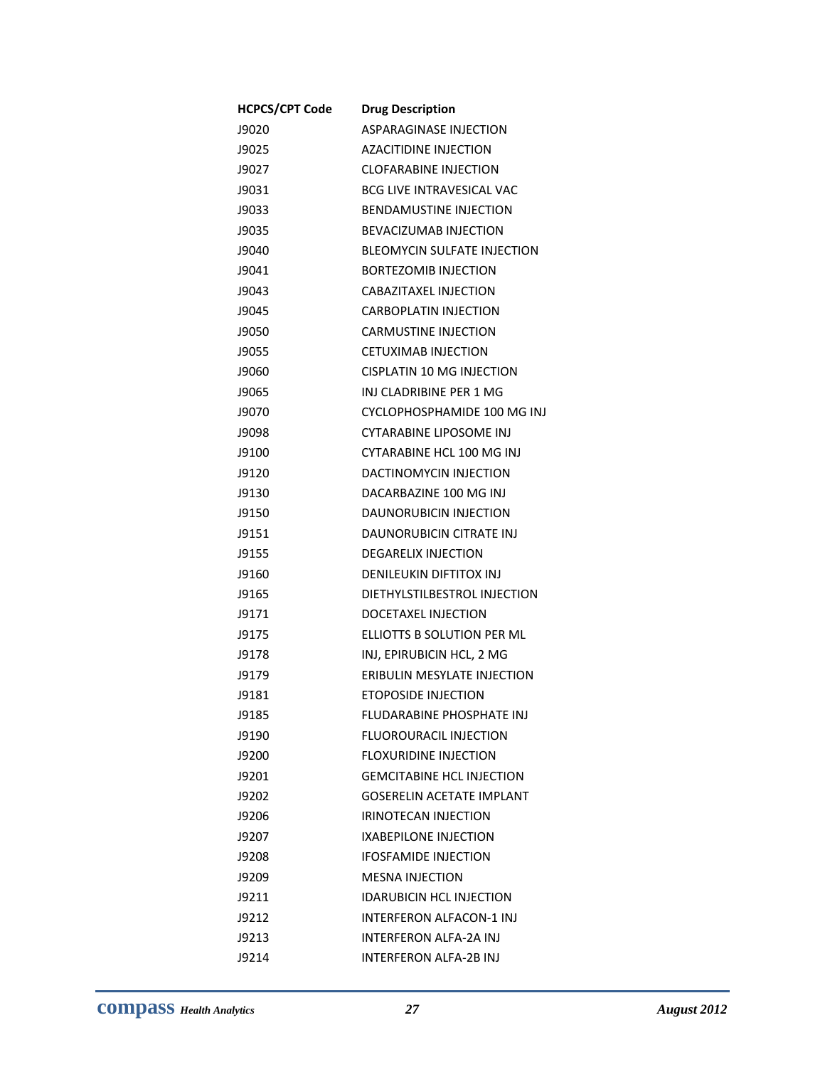| HCPCS/CPT Code | Drug Description |
|---|---|
| J9020 | ASPARAGINASE INJECTION |
| J9025 | AZACITIDINE INJECTION |
| J9027 | CLOFARABINE INJECTION |
| J9031 | BCG LIVE INTRAVESICAL VAC |
| J9033 | BENDAMUSTINE INJECTION |
| J9035 | BEVACIZUMAB INJECTION |
| J9040 | BLEOMYCIN SULFATE INJECTION |
| J9041 | BORTEZOMIB INJECTION |
| J9043 | CABAZITAXEL INJECTION |
| J9045 | CARBOPLATIN INJECTION |
| J9050 | CARMUSTINE INJECTION |
| J9055 | CETUXIMAB INJECTION |
| J9060 | CISPLATIN 10 MG INJECTION |
| J9065 | INJ CLADRIBINE PER 1 MG |
| J9070 | CYCLOPHOSPHAMIDE 100 MG INJ |
| J9098 | CYTARABINE LIPOSOME INJ |
| J9100 | CYTARABINE HCL 100 MG INJ |
| J9120 | DACTINOMYCIN INJECTION |
| J9130 | DACARBAZINE 100 MG INJ |
| J9150 | DAUNORUBICIN INJECTION |
| J9151 | DAUNORUBICIN CITRATE INJ |
| J9155 | DEGARELIX INJECTION |
| J9160 | DENILEUKIN DIFTITOX INJ |
| J9165 | DIETHYLSTILBESTROL INJECTION |
| J9171 | DOCETAXEL INJECTION |
| J9175 | ELLIOTTS B SOLUTION PER ML |
| J9178 | INJ, EPIRUBICIN HCL, 2 MG |
| J9179 | ERIBULIN MESYLATE INJECTION |
| J9181 | ETOPOSIDE INJECTION |
| J9185 | FLUDARABINE PHOSPHATE INJ |
| J9190 | FLUOROURACIL INJECTION |
| J9200 | FLOXURIDINE INJECTION |
| J9201 | GEMCITABINE HCL INJECTION |
| J9202 | GOSERELIN ACETATE IMPLANT |
| J9206 | IRINOTECAN INJECTION |
| J9207 | IXABEPILONE INJECTION |
| J9208 | IFOSFAMIDE INJECTION |
| J9209 | MESNA INJECTION |
| J9211 | IDARUBICIN HCL INJECTION |
| J9212 | INTERFERON ALFACON-1 INJ |
| J9213 | INTERFERON ALFA-2A INJ |
| J9214 | INTERFERON ALFA-2B INJ |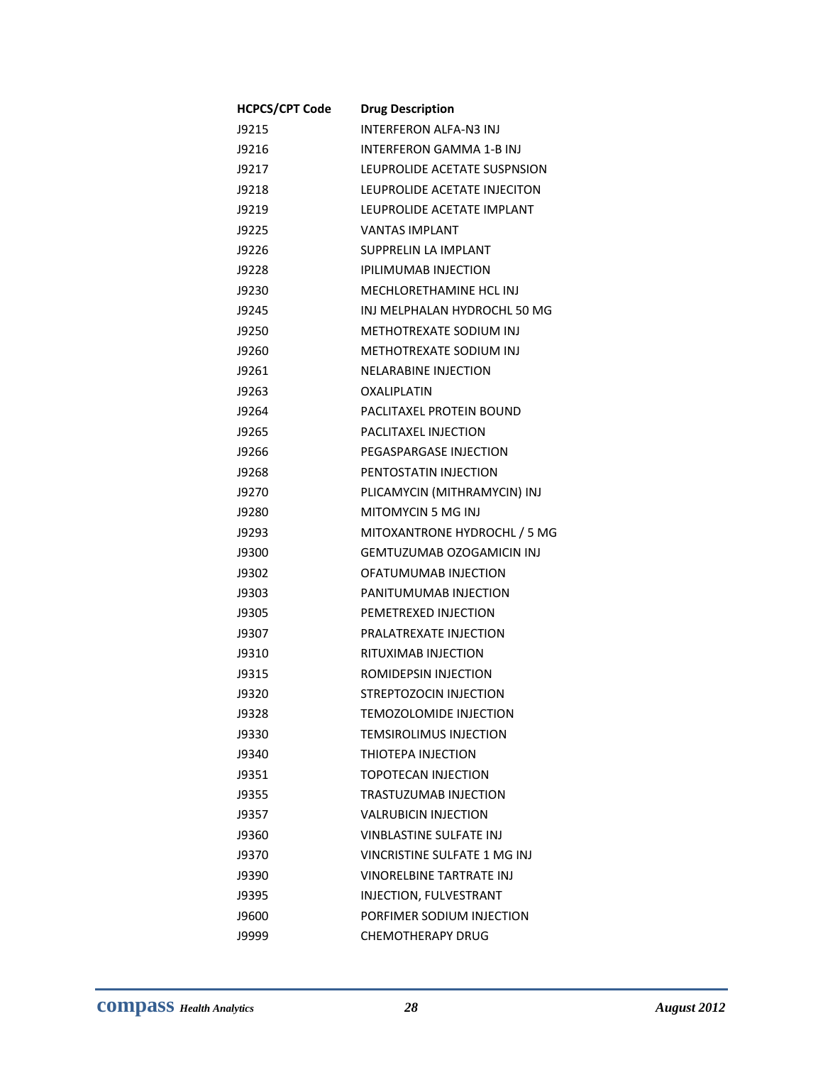| HCPCS/CPT Code | Drug Description |
| --- | --- |
| J9215 | INTERFERON ALFA-N3 INJ |
| J9216 | INTERFERON GAMMA 1-B INJ |
| J9217 | LEUPROLIDE ACETATE SUSPNSION |
| J9218 | LEUPROLIDE ACETATE INJECITON |
| J9219 | LEUPROLIDE ACETATE IMPLANT |
| J9225 | VANTAS IMPLANT |
| J9226 | SUPPRELIN LA IMPLANT |
| J9228 | IPILIMUMAB INJECTION |
| J9230 | MECHLORETHAMINE HCL INJ |
| J9245 | INJ MELPHALAN HYDROCHL 50 MG |
| J9250 | METHOTREXATE SODIUM INJ |
| J9260 | METHOTREXATE SODIUM INJ |
| J9261 | NELARABINE INJECTION |
| J9263 | OXALIPLATIN |
| J9264 | PACLITAXEL PROTEIN BOUND |
| J9265 | PACLITAXEL INJECTION |
| J9266 | PEGASPARGASE INJECTION |
| J9268 | PENTOSTATIN INJECTION |
| J9270 | PLICAMYCIN (MITHRAMYCIN) INJ |
| J9280 | MITOMYCIN 5 MG INJ |
| J9293 | MITOXANTRONE HYDROCHL / 5 MG |
| J9300 | GEMTUZUMAB OZOGAMICIN INJ |
| J9302 | OFATUMUMAB INJECTION |
| J9303 | PANITUMUMAB INJECTION |
| J9305 | PEMETREXED INJECTION |
| J9307 | PRALATREXATE INJECTION |
| J9310 | RITUXIMAB INJECTION |
| J9315 | ROMIDEPSIN INJECTION |
| J9320 | STREPTOZOCIN INJECTION |
| J9328 | TEMOZOLOMIDE INJECTION |
| J9330 | TEMSIROLIMUS INJECTION |
| J9340 | THIOTEPA INJECTION |
| J9351 | TOPOTECAN INJECTION |
| J9355 | TRASTUZUMAB INJECTION |
| J9357 | VALRUBICIN INJECTION |
| J9360 | VINBLASTINE SULFATE INJ |
| J9370 | VINCRISTINE SULFATE 1 MG INJ |
| J9390 | VINORELBINE TARTRATE INJ |
| J9395 | INJECTION, FULVESTRANT |
| J9600 | PORFIMER SODIUM INJECTION |
| J9999 | CHEMOTHERAPY DRUG |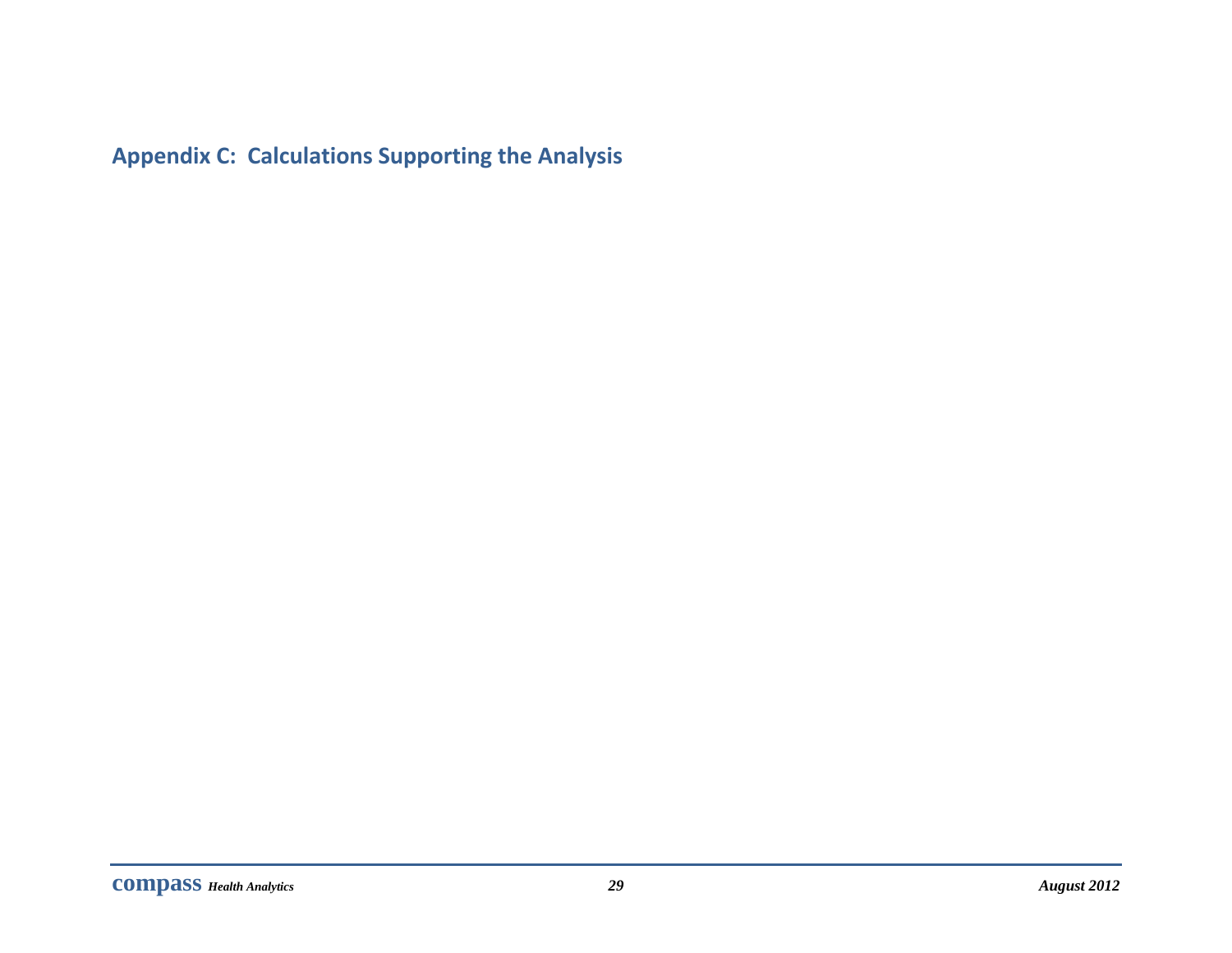## Appendix C: Calculations Supporting the Analysis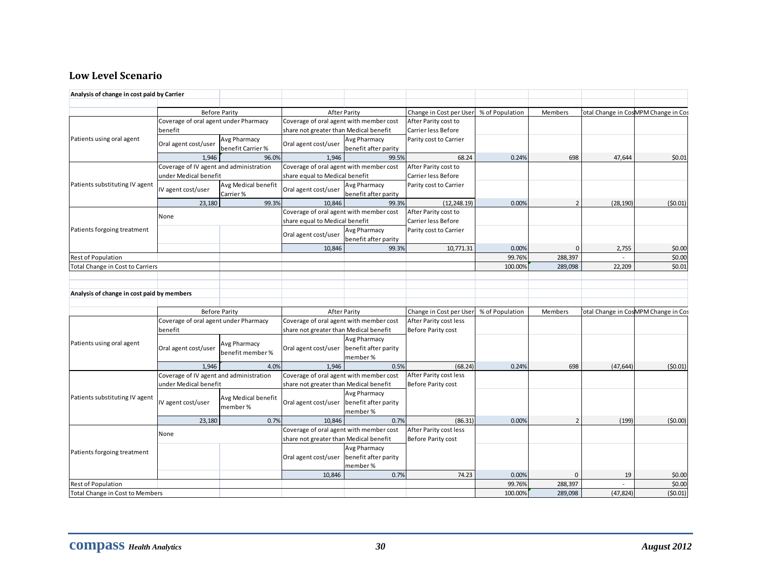## Low Level Scenario

**Analysis of change in cost paid by Carrier**

| | Before Parity | | After Parity | | Change in Cost per User | % of Population | Members | Total Change in Cost | PMPM Change in Cost |
|---|---|---|---|---|---|---|---|---|---|
| Patients using oral agent | Coverage of oral agent under Pharmacy benefit | | Coverage of oral agent with member cost share not greater than Medical benefit | | After Parity cost to Carrier less Before Parity cost to Carrier | | | | |
| | Oral agent cost/user | Avg Pharmacy benefit Carrier % | Oral agent cost/user | Avg Pharmacy benefit after parity | | | | | |
| | 1,946 | 96.0% | 1,946 | 99.5% | 68.24 | 0.24% | 698 | 47,644 | $0.01 |
| Patients substituting IV agent | Coverage of IV agent and administration under Medical benefit | | Coverage of oral agent with member cost share equal to Medical benefit | | After Parity cost to Carrier less Before Parity cost to Carrier | | | | |
| | IV agent cost/user | Avg Medical benefit Carrier % | Oral agent cost/user | Avg Pharmacy benefit after parity | | | | | |
| | 23,180 | 99.3% | 10,846 | 99.3% | (12,248.19) | 0.00% | 2 | (28,190) | ($0.01) |
| Patients forgoing treatment | None | | Coverage of oral agent with member cost share equal to Medical benefit | | After Parity cost to Carrier less Before Parity cost to Carrier | | | | |
| | | | Oral agent cost/user | Avg Pharmacy benefit after parity | | | | | |
| | | | 10,846 | 99.3% | 10,771.31 | 0.00% | 0 | 2,755 | $0.00 |
| Rest of Population | | | | | | 99.76% | 288,397 | - | $0.00 |
| Total Change in Cost to Carriers | | | | | | 100.00% | 289,098 | 22,209 | $0.01 |

**Analysis of change in cost paid by members**

| | Before Parity | | After Parity | | Change in Cost per User | % of Population | Members | Total Change in Cost | PMPM Change in Cost |
|---|---|---|---|---|---|---|---|---|---|
| Patients using oral agent | Coverage of oral agent under Pharmacy benefit | | Coverage of oral agent with member cost share not greater than Medical benefit | | After Parity cost less Before Parity cost | | | | |
| | Oral agent cost/user | Avg Pharmacy benefit member % | Oral agent cost/user | Avg Pharmacy benefit after parity member % | | | | | |
| | 1,946 | 4.0% | 1,946 | 0.5% | (68.24) | 0.24% | 698 | (47,644) | ($0.01) |
| Patients substituting IV agent | Coverage of IV agent and administration under Medical benefit | | Coverage of oral agent with member cost share not greater than Medical benefit | | After Parity cost less Before Parity cost | | | | |
| | IV agent cost/user | Avg Medical benefit member % | Oral agent cost/user | Avg Pharmacy benefit after parity member % | | | | | |
| | 23,180 | 0.7% | 10,846 | 0.7% | (86.31) | 0.00% | 2 | (199) | ($0.00) |
| Patients forgoing treatment | None | | Coverage of oral agent with member cost share not greater than Medical benefit | | After Parity cost less Before Parity cost | | | | |
| | | | Oral agent cost/user | Avg Pharmacy benefit after parity member % | | | | | |
| | | | 10,846 | 0.7% | 74.23 | 0.00% | 0 | 19 | $0.00 |
| Rest of Population | | | | | | 99.76% | 288,397 | - | $0.00 |
| Total Change in Cost to Members | | | | | | 100.00% | 289,098 | (47,824) | ($0.01) |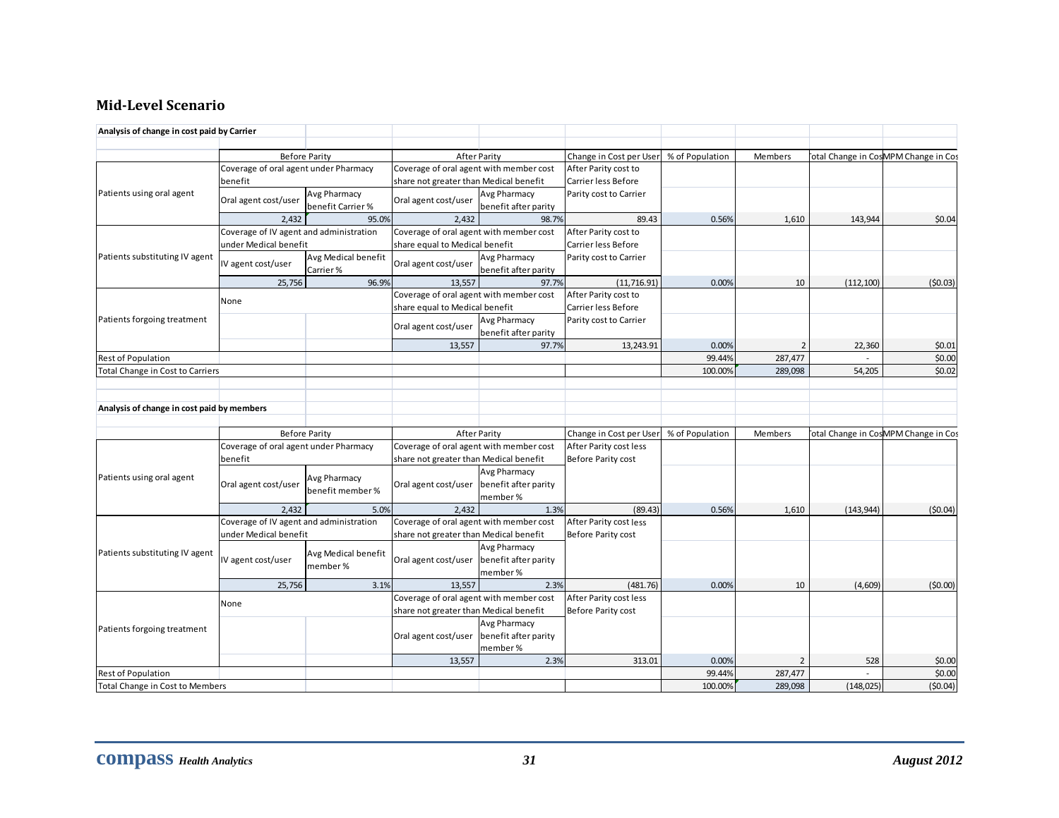## Mid-Level Scenario

**Analysis of change in cost paid by Carrier**

| | Before Parity | | After Parity | | Change in Cost per User | % of Population | Members | Total Change in Cost | PMPM Change in Cost |
|---|---|---|---|---|---|---|---|---|---|
| Patients using oral agent | Coverage of oral agent under Pharmacy benefit | | Coverage of oral agent with member cost share not greater than Medical benefit | | After Parity cost to Carrier less Before Parity cost to Carrier | | | | |
| | Oral agent cost/user | Avg Pharmacy benefit Carrier % | Oral agent cost/user | Avg Pharmacy benefit after parity | | | | | |
| | 2,432 | 95.0% | 2,432 | 98.7% | 89.43 | 0.56% | 1,610 | 143,944 | $0.04 |
| Patients substituting IV agent | Coverage of IV agent and administration under Medical benefit | | Coverage of oral agent with member cost share equal to Medical benefit | | After Parity cost to Carrier less Before Parity cost to Carrier | | | | |
| | IV agent cost/user | Avg Medical benefit Carrier % | Oral agent cost/user | Avg Pharmacy benefit after parity | | | | | |
| | 25,756 | 96.9% | 13,557 | 97.7% | (11,716.91) | 0.00% | 10 | (112,100) | ($0.03) |
| Patients forgoing treatment | None | | Coverage of oral agent with member cost share equal to Medical benefit | | After Parity cost to Carrier less Before Parity cost to Carrier | | | | |
| | | | Oral agent cost/user | Avg Pharmacy benefit after parity | | | | | |
| | | | 13,557 | 97.7% | 13,243.91 | 0.00% | 2 | 22,360 | $0.01 |
| Rest of Population | | | | | | 99.44% | 287,477 | - | $0.00 |
| Total Change in Cost to Carriers | | | | | | 100.00% | 289,098 | 54,205 | $0.02 |

**Analysis of change in cost paid by members**

| | Before Parity | | After Parity | | Change in Cost per User | % of Population | Members | Total Change in Cost | PMPM Change in Cost |
|---|---|---|---|---|---|---|---|---|---|
| Patients using oral agent | Coverage of oral agent under Pharmacy benefit | | Coverage of oral agent with member cost share not greater than Medical benefit | | After Parity cost less Before Parity cost | | | | |
| | Oral agent cost/user | Avg Pharmacy benefit member % | Oral agent cost/user | Avg Pharmacy benefit after parity member % | | | | | |
| | 2,432 | 5.0% | 2,432 | 1.3% | (89.43) | 0.56% | 1,610 | (143,944) | ($0.04) |
| Patients substituting IV agent | Coverage of IV agent and administration under Medical benefit | | Coverage of oral agent with member cost share not greater than Medical benefit | | After Parity cost less Before Parity cost | | | | |
| | IV agent cost/user | Avg Medical benefit member % | Oral agent cost/user | Avg Pharmacy benefit after parity member % | | | | | |
| | 25,756 | 3.1% | 13,557 | 2.3% | (481.76) | 0.00% | 10 | (4,609) | ($0.00) |
| Patients forgoing treatment | None | | Coverage of oral agent with member cost share not greater than Medical benefit | | After Parity cost less Before Parity cost | | | | |
| | | | Oral agent cost/user | Avg Pharmacy benefit after parity member % | | | | | |
| | | | 13,557 | 2.3% | 313.01 | 0.00% | 2 | 528 | $0.00 |
| Rest of Population | | | | | | 99.44% | 287,477 | - | $0.00 |
| Total Change in Cost to Members | | | | | | 100.00% | 289,098 | (148,025) | ($0.04) |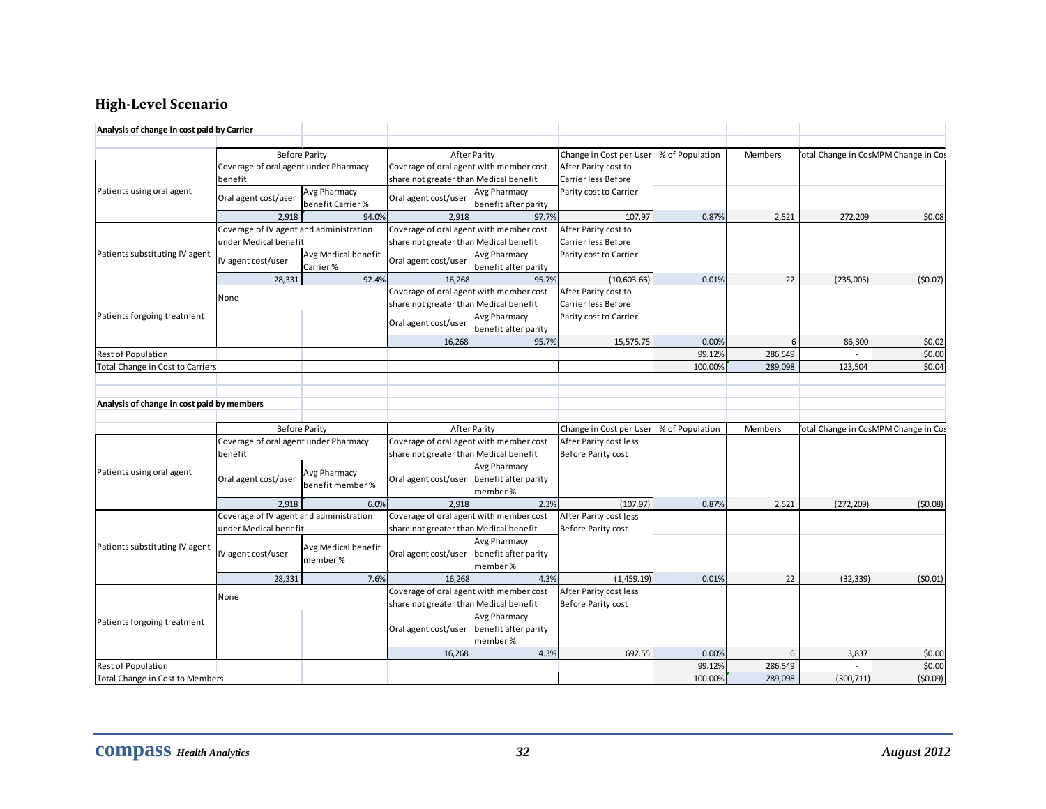## High-Level Scenario

**Analysis of change in cost paid by Carrier**

| | Before Parity | | After Parity | | Change in Cost per User | % of Population | Members | Total Change in Cost | PMPM Change in Cost |
|---|---|---|---|---|---|---|---|---|---|
| Patients using oral agent | Coverage of oral agent under Pharmacy benefit | | Coverage of oral agent with member cost share not greater than Medical benefit | | After Parity cost to Carrier less Before Parity cost to Carrier | | | | |
| | Oral agent cost/user | Avg Pharmacy benefit Carrier % | Oral agent cost/user | Avg Pharmacy benefit after parity | | | | | |
| | 2,918 | 94.0% | 2,918 | 97.7% | 107.97 | 0.87% | 2,521 | 272,209 | $0.08 |
| Patients substituting IV agent | Coverage of IV agent and administration under Medical benefit | | Coverage of oral agent with member cost share not greater than Medical benefit | | After Parity cost to Carrier less Before Parity cost to Carrier | | | | |
| | IV agent cost/user | Avg Medical benefit Carrier % | Oral agent cost/user | Avg Pharmacy benefit after parity | | | | | |
| | 28,331 | 92.4% | 16,268 | 95.7% | (10,603.66) | 0.01% | 22 | (235,005) | ($0.07) |
| Patients forgoing treatment | None | | Coverage of oral agent with member cost share not greater than Medical benefit | | After Parity cost to Carrier less Before Parity cost to Carrier | | | | |
| | | | Oral agent cost/user | Avg Pharmacy benefit after parity | | | | | |
| | | | 16,268 | 95.7% | 15,575.75 | 0.00% | 6 | 86,300 | $0.02 |
| Rest of Population | | | | | | 99.12% | 286,549 | - | $0.00 |
| Total Change in Cost to Carriers | | | | | | 100.00% | 289,098 | 123,504 | $0.04 |

**Analysis of change in cost paid by members**

| | Before Parity | | After Parity | | Change in Cost per User | % of Population | Members | Total Change in Cost | PMPM Change in Cost |
|---|---|---|---|---|---|---|---|---|---|
| Patients using oral agent | Coverage of oral agent under Pharmacy benefit | | Coverage of oral agent with member cost share not greater than Medical benefit | | After Parity cost less Before Parity cost | | | | |
| | Oral agent cost/user | Avg Pharmacy benefit member % | Oral agent cost/user | Avg Pharmacy benefit after parity member % | | | | | |
| | 2,918 | 6.0% | 2,918 | 2.3% | (107.97) | 0.87% | 2,521 | (272,209) | ($0.08) |
| Patients substituting IV agent | Coverage of IV agent and administration under Medical benefit | | Coverage of oral agent with member cost share not greater than Medical benefit | | After Parity cost less Before Parity cost | | | | |
| | IV agent cost/user | Avg Medical benefit member % | Oral agent cost/user | Avg Pharmacy benefit after parity member % | | | | | |
| | 28,331 | 7.6% | 16,268 | 4.3% | (1,459.19) | 0.01% | 22 | (32,339) | ($0.01) |
| Patients forgoing treatment | None | | Coverage of oral agent with member cost share not greater than Medical benefit | | After Parity cost less Before Parity cost | | | | |
| | | | Oral agent cost/user | Avg Pharmacy benefit after parity member % | | | | | |
| | | | 16,268 | 4.3% | 692.55 | 0.00% | 6 | 3,837 | $0.00 |
| Rest of Population | | | | | | 99.12% | 286,549 | - | $0.00 |
| Total Change in Cost to Members | | | | | | 100.00% | 289,098 | (300,711) | ($0.09) |